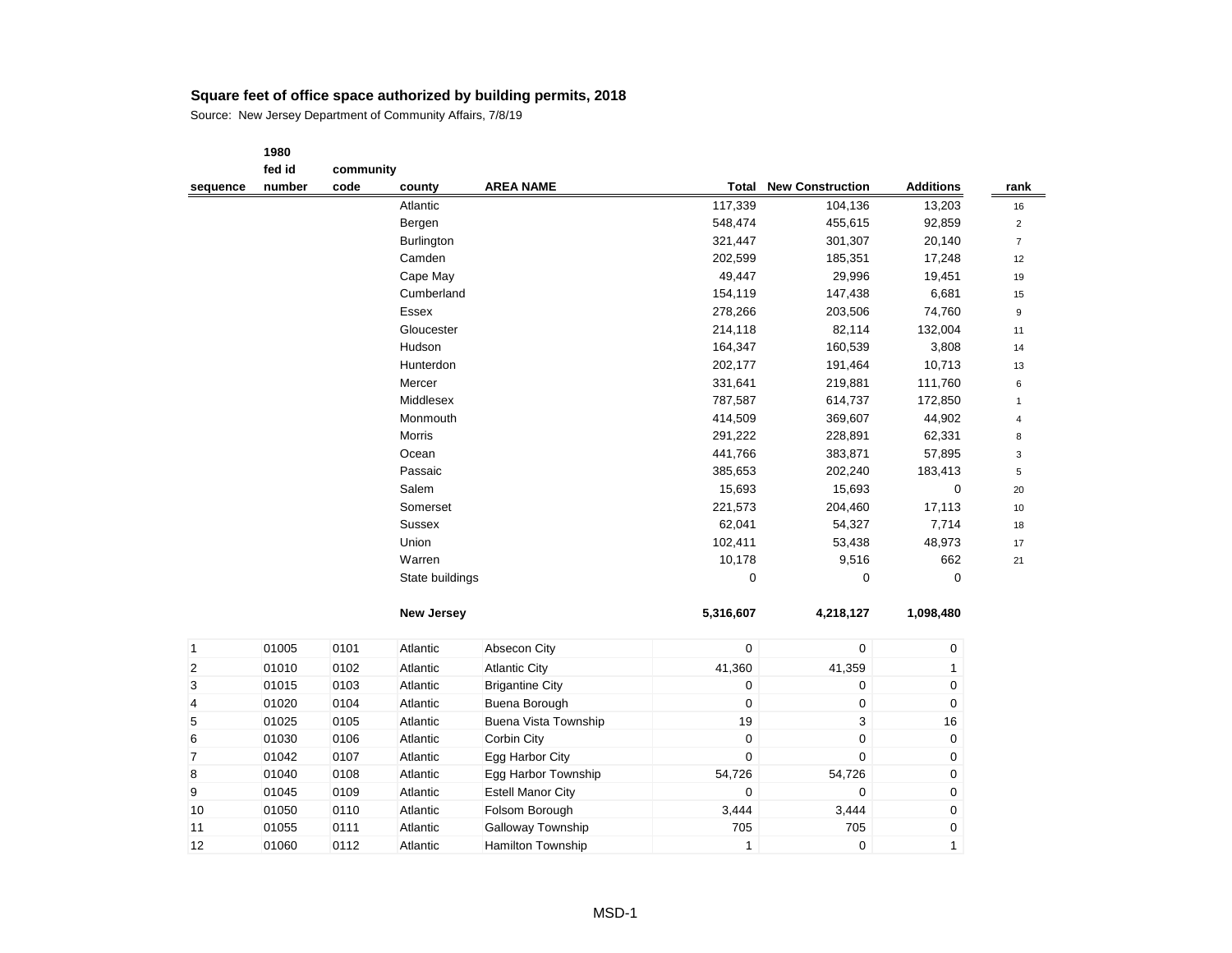## Square feet of office space authorized by building permits, 2018

Source: New Jersey Department of Community Affairs, 7/8/19

| sequence | 1980 fed id number | community code | county | AREA NAME | Total | New Construction | Additions | rank |
|---|---|---|---|---|---|---|---|---|
| | | | Atlantic | | 117,339 | 104,136 | 13,203 | 16 |
| | | | Bergen | | 548,474 | 455,615 | 92,859 | 2 |
| | | | Burlington | | 321,447 | 301,307 | 20,140 | 7 |
| | | | Camden | | 202,599 | 185,351 | 17,248 | 12 |
| | | | Cape May | | 49,447 | 29,996 | 19,451 | 19 |
| | | | Cumberland | | 154,119 | 147,438 | 6,681 | 15 |
| | | | Essex | | 278,266 | 203,506 | 74,760 | 9 |
| | | | Gloucester | | 214,118 | 82,114 | 132,004 | 11 |
| | | | Hudson | | 164,347 | 160,539 | 3,808 | 14 |
| | | | Hunterdon | | 202,177 | 191,464 | 10,713 | 13 |
| | | | Mercer | | 331,641 | 219,881 | 111,760 | 6 |
| | | | Middlesex | | 787,587 | 614,737 | 172,850 | 1 |
| | | | Monmouth | | 414,509 | 369,607 | 44,902 | 4 |
| | | | Morris | | 291,222 | 228,891 | 62,331 | 8 |
| | | | Ocean | | 441,766 | 383,871 | 57,895 | 3 |
| | | | Passaic | | 385,653 | 202,240 | 183,413 | 5 |
| | | | Salem | | 15,693 | 15,693 | 0 | 20 |
| | | | Somerset | | 221,573 | 204,460 | 17,113 | 10 |
| | | | Sussex | | 62,041 | 54,327 | 7,714 | 18 |
| | | | Union | | 102,411 | 53,438 | 48,973 | 17 |
| | | | Warren | | 10,178 | 9,516 | 662 | 21 |
| | | | State buildings | | 0 | 0 | 0 | |
| | | | **New Jersey** | | **5,316,607** | **4,218,127** | **1,098,480** | |
| 1 | 01005 | 0101 | Atlantic | Absecon City | 0 | 0 | 0 | |
| 2 | 01010 | 0102 | Atlantic | Atlantic City | 41,360 | 41,359 | 1 | |
| 3 | 01015 | 0103 | Atlantic | Brigantine City | 0 | 0 | 0 | |
| 4 | 01020 | 0104 | Atlantic | Buena Borough | 0 | 0 | 0 | |
| 5 | 01025 | 0105 | Atlantic | Buena Vista Township | 19 | 3 | 16 | |
| 6 | 01030 | 0106 | Atlantic | Corbin City | 0 | 0 | 0 | |
| 7 | 01042 | 0107 | Atlantic | Egg Harbor City | 0 | 0 | 0 | |
| 8 | 01040 | 0108 | Atlantic | Egg Harbor Township | 54,726 | 54,726 | 0 | |
| 9 | 01045 | 0109 | Atlantic | Estell Manor City | 0 | 0 | 0 | |
| 10 | 01050 | 0110 | Atlantic | Folsom Borough | 3,444 | 3,444 | 0 | |
| 11 | 01055 | 0111 | Atlantic | Galloway Township | 705 | 705 | 0 | |
| 12 | 01060 | 0112 | Atlantic | Hamilton Township | 1 | 0 | 1 | |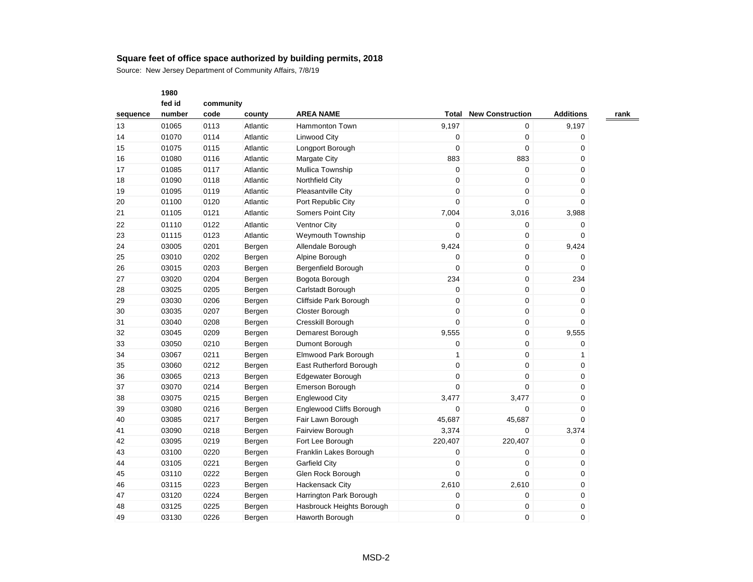**Square feet of office space authorized by building permits, 2018**

Source: New Jersey Department of Community Affairs, 7/8/19

| sequence | 1980 fed id number | community code | county | AREA NAME | Total | New Construction | Additions | rank |
|---|---|---|---|---|---|---|---|---|
| 13 | 01065 | 0113 | Atlantic | Hammonton Town | 9,197 | 0 | 9,197 | |
| 14 | 01070 | 0114 | Atlantic | Linwood City | 0 | 0 | 0 | |
| 15 | 01075 | 0115 | Atlantic | Longport Borough | 0 | 0 | 0 | |
| 16 | 01080 | 0116 | Atlantic | Margate City | 883 | 883 | 0 | |
| 17 | 01085 | 0117 | Atlantic | Mullica Township | 0 | 0 | 0 | |
| 18 | 01090 | 0118 | Atlantic | Northfield City | 0 | 0 | 0 | |
| 19 | 01095 | 0119 | Atlantic | Pleasantville City | 0 | 0 | 0 | |
| 20 | 01100 | 0120 | Atlantic | Port Republic City | 0 | 0 | 0 | |
| 21 | 01105 | 0121 | Atlantic | Somers Point City | 7,004 | 3,016 | 3,988 | |
| 22 | 01110 | 0122 | Atlantic | Ventnor City | 0 | 0 | 0 | |
| 23 | 01115 | 0123 | Atlantic | Weymouth Township | 0 | 0 | 0 | |
| 24 | 03005 | 0201 | Bergen | Allendale Borough | 9,424 | 0 | 9,424 | |
| 25 | 03010 | 0202 | Bergen | Alpine Borough | 0 | 0 | 0 | |
| 26 | 03015 | 0203 | Bergen | Bergenfield Borough | 0 | 0 | 0 | |
| 27 | 03020 | 0204 | Bergen | Bogota Borough | 234 | 0 | 234 | |
| 28 | 03025 | 0205 | Bergen | Carlstadt Borough | 0 | 0 | 0 | |
| 29 | 03030 | 0206 | Bergen | Cliffside Park Borough | 0 | 0 | 0 | |
| 30 | 03035 | 0207 | Bergen | Closter Borough | 0 | 0 | 0 | |
| 31 | 03040 | 0208 | Bergen | Cresskill Borough | 0 | 0 | 0 | |
| 32 | 03045 | 0209 | Bergen | Demarest Borough | 9,555 | 0 | 9,555 | |
| 33 | 03050 | 0210 | Bergen | Dumont Borough | 0 | 0 | 0 | |
| 34 | 03067 | 0211 | Bergen | Elmwood Park Borough | 1 | 0 | 1 | |
| 35 | 03060 | 0212 | Bergen | East Rutherford Borough | 0 | 0 | 0 | |
| 36 | 03065 | 0213 | Bergen | Edgewater Borough | 0 | 0 | 0 | |
| 37 | 03070 | 0214 | Bergen | Emerson Borough | 0 | 0 | 0 | |
| 38 | 03075 | 0215 | Bergen | Englewood City | 3,477 | 3,477 | 0 | |
| 39 | 03080 | 0216 | Bergen | Englewood Cliffs Borough | 0 | 0 | 0 | |
| 40 | 03085 | 0217 | Bergen | Fair Lawn Borough | 45,687 | 45,687 | 0 | |
| 41 | 03090 | 0218 | Bergen | Fairview Borough | 3,374 | 0 | 3,374 | |
| 42 | 03095 | 0219 | Bergen | Fort Lee Borough | 220,407 | 220,407 | 0 | |
| 43 | 03100 | 0220 | Bergen | Franklin Lakes Borough | 0 | 0 | 0 | |
| 44 | 03105 | 0221 | Bergen | Garfield City | 0 | 0 | 0 | |
| 45 | 03110 | 0222 | Bergen | Glen Rock Borough | 0 | 0 | 0 | |
| 46 | 03115 | 0223 | Bergen | Hackensack City | 2,610 | 2,610 | 0 | |
| 47 | 03120 | 0224 | Bergen | Harrington Park Borough | 0 | 0 | 0 | |
| 48 | 03125 | 0225 | Bergen | Hasbrouck Heights Borough | 0 | 0 | 0 | |
| 49 | 03130 | 0226 | Bergen | Haworth Borough | 0 | 0 | 0 | |

MSD-2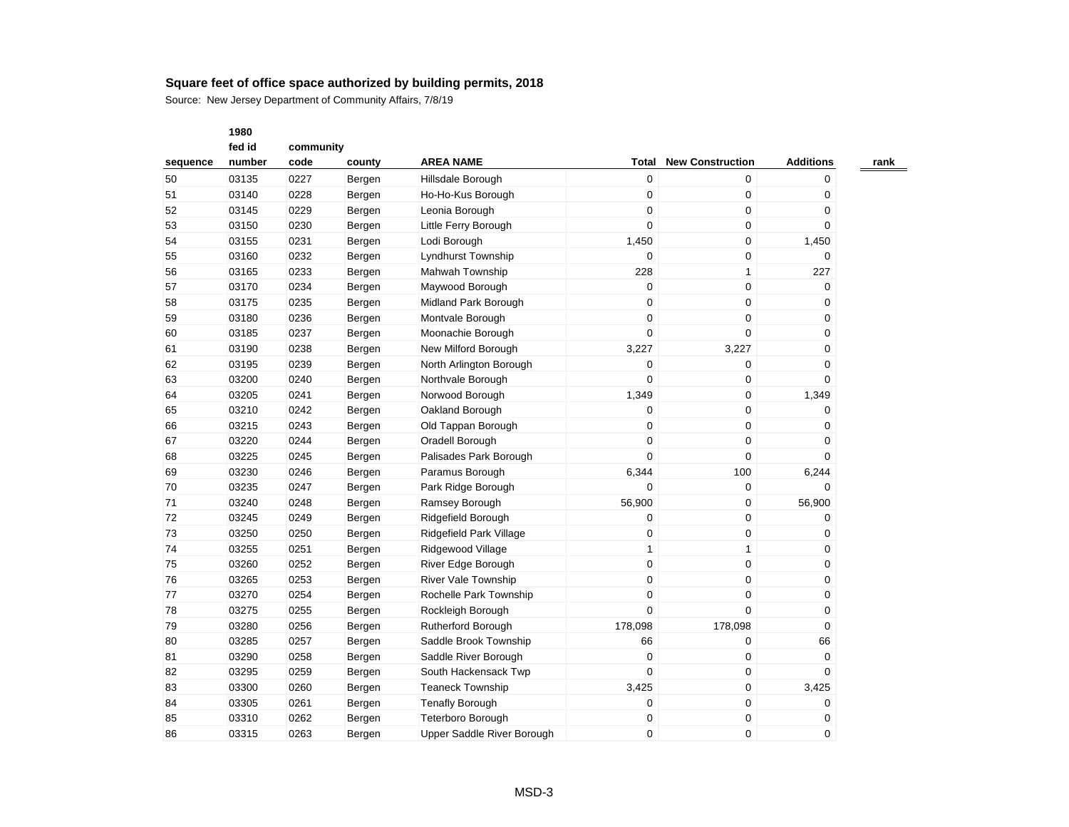## Square feet of office space authorized by building permits, 2018

Source: New Jersey Department of Community Affairs, 7/8/19

| sequence | 1980 fed id number | community code | county | AREA NAME | Total | New Construction | Additions | rank |
|---|---|---|---|---|---|---|---|---|
| 50 | 03135 | 0227 | Bergen | Hillsdale Borough | 0 | 0 | 0 | |
| 51 | 03140 | 0228 | Bergen | Ho-Ho-Kus Borough | 0 | 0 | 0 | |
| 52 | 03145 | 0229 | Bergen | Leonia Borough | 0 | 0 | 0 | |
| 53 | 03150 | 0230 | Bergen | Little Ferry Borough | 0 | 0 | 0 | |
| 54 | 03155 | 0231 | Bergen | Lodi Borough | 1,450 | 0 | 1,450 | |
| 55 | 03160 | 0232 | Bergen | Lyndhurst Township | 0 | 0 | 0 | |
| 56 | 03165 | 0233 | Bergen | Mahwah Township | 228 | 1 | 227 | |
| 57 | 03170 | 0234 | Bergen | Maywood Borough | 0 | 0 | 0 | |
| 58 | 03175 | 0235 | Bergen | Midland Park Borough | 0 | 0 | 0 | |
| 59 | 03180 | 0236 | Bergen | Montvale Borough | 0 | 0 | 0 | |
| 60 | 03185 | 0237 | Bergen | Moonachie Borough | 0 | 0 | 0 | |
| 61 | 03190 | 0238 | Bergen | New Milford Borough | 3,227 | 3,227 | 0 | |
| 62 | 03195 | 0239 | Bergen | North Arlington Borough | 0 | 0 | 0 | |
| 63 | 03200 | 0240 | Bergen | Northvale Borough | 0 | 0 | 0 | |
| 64 | 03205 | 0241 | Bergen | Norwood Borough | 1,349 | 0 | 1,349 | |
| 65 | 03210 | 0242 | Bergen | Oakland Borough | 0 | 0 | 0 | |
| 66 | 03215 | 0243 | Bergen | Old Tappan Borough | 0 | 0 | 0 | |
| 67 | 03220 | 0244 | Bergen | Oradell Borough | 0 | 0 | 0 | |
| 68 | 03225 | 0245 | Bergen | Palisades Park Borough | 0 | 0 | 0 | |
| 69 | 03230 | 0246 | Bergen | Paramus Borough | 6,344 | 100 | 6,244 | |
| 70 | 03235 | 0247 | Bergen | Park Ridge Borough | 0 | 0 | 0 | |
| 71 | 03240 | 0248 | Bergen | Ramsey Borough | 56,900 | 0 | 56,900 | |
| 72 | 03245 | 0249 | Bergen | Ridgefield Borough | 0 | 0 | 0 | |
| 73 | 03250 | 0250 | Bergen | Ridgefield Park Village | 0 | 0 | 0 | |
| 74 | 03255 | 0251 | Bergen | Ridgewood Village | 1 | 1 | 0 | |
| 75 | 03260 | 0252 | Bergen | River Edge Borough | 0 | 0 | 0 | |
| 76 | 03265 | 0253 | Bergen | River Vale Township | 0 | 0 | 0 | |
| 77 | 03270 | 0254 | Bergen | Rochelle Park Township | 0 | 0 | 0 | |
| 78 | 03275 | 0255 | Bergen | Rockleigh Borough | 0 | 0 | 0 | |
| 79 | 03280 | 0256 | Bergen | Rutherford Borough | 178,098 | 178,098 | 0 | |
| 80 | 03285 | 0257 | Bergen | Saddle Brook Township | 66 | 0 | 66 | |
| 81 | 03290 | 0258 | Bergen | Saddle River Borough | 0 | 0 | 0 | |
| 82 | 03295 | 0259 | Bergen | South Hackensack Twp | 0 | 0 | 0 | |
| 83 | 03300 | 0260 | Bergen | Teaneck Township | 3,425 | 0 | 3,425 | |
| 84 | 03305 | 0261 | Bergen | Tenafly Borough | 0 | 0 | 0 | |
| 85 | 03310 | 0262 | Bergen | Teterboro Borough | 0 | 0 | 0 | |
| 86 | 03315 | 0263 | Bergen | Upper Saddle River Borough | 0 | 0 | 0 | |

MSD-3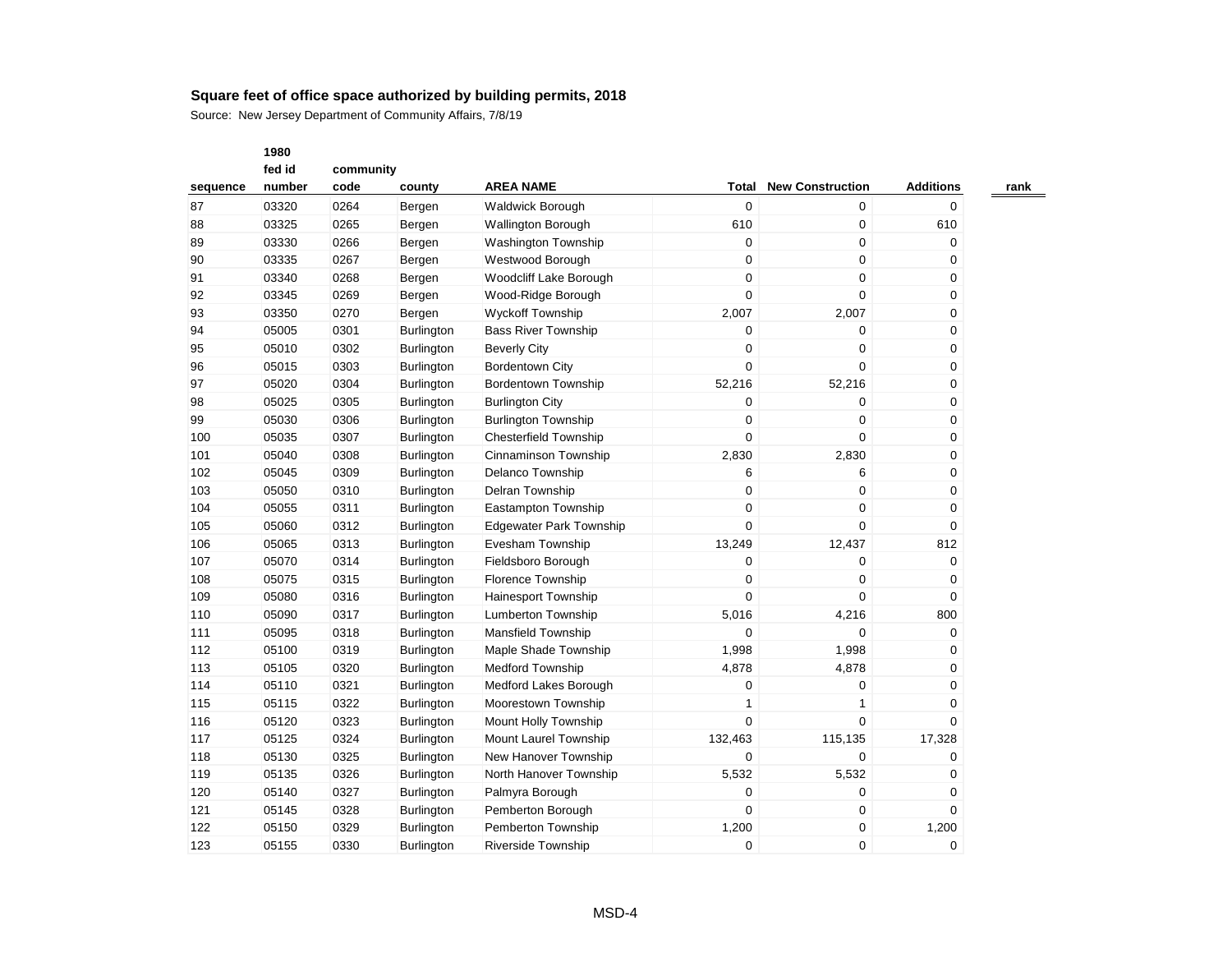**Square feet of office space authorized by building permits, 2018**

Source: New Jersey Department of Community Affairs, 7/8/19

| sequence | 1980 fed id number | community code | county | AREA NAME | Total | New Construction | Additions | rank |
|---|---|---|---|---|---|---|---|---|
| 87 | 03320 | 0264 | Bergen | Waldwick Borough | 0 | 0 | 0 | |
| 88 | 03325 | 0265 | Bergen | Wallington Borough | 610 | 0 | 610 | |
| 89 | 03330 | 0266 | Bergen | Washington Township | 0 | 0 | 0 | |
| 90 | 03335 | 0267 | Bergen | Westwood Borough | 0 | 0 | 0 | |
| 91 | 03340 | 0268 | Bergen | Woodcliff Lake Borough | 0 | 0 | 0 | |
| 92 | 03345 | 0269 | Bergen | Wood-Ridge Borough | 0 | 0 | 0 | |
| 93 | 03350 | 0270 | Bergen | Wyckoff Township | 2,007 | 2,007 | 0 | |
| 94 | 05005 | 0301 | Burlington | Bass River Township | 0 | 0 | 0 | |
| 95 | 05010 | 0302 | Burlington | Beverly City | 0 | 0 | 0 | |
| 96 | 05015 | 0303 | Burlington | Bordentown City | 0 | 0 | 0 | |
| 97 | 05020 | 0304 | Burlington | Bordentown Township | 52,216 | 52,216 | 0 | |
| 98 | 05025 | 0305 | Burlington | Burlington City | 0 | 0 | 0 | |
| 99 | 05030 | 0306 | Burlington | Burlington Township | 0 | 0 | 0 | |
| 100 | 05035 | 0307 | Burlington | Chesterfield Township | 0 | 0 | 0 | |
| 101 | 05040 | 0308 | Burlington | Cinnaminson Township | 2,830 | 2,830 | 0 | |
| 102 | 05045 | 0309 | Burlington | Delanco Township | 6 | 6 | 0 | |
| 103 | 05050 | 0310 | Burlington | Delran Township | 0 | 0 | 0 | |
| 104 | 05055 | 0311 | Burlington | Eastampton Township | 0 | 0 | 0 | |
| 105 | 05060 | 0312 | Burlington | Edgewater Park Township | 0 | 0 | 0 | |
| 106 | 05065 | 0313 | Burlington | Evesham Township | 13,249 | 12,437 | 812 | |
| 107 | 05070 | 0314 | Burlington | Fieldsboro Borough | 0 | 0 | 0 | |
| 108 | 05075 | 0315 | Burlington | Florence Township | 0 | 0 | 0 | |
| 109 | 05080 | 0316 | Burlington | Hainesport Township | 0 | 0 | 0 | |
| 110 | 05090 | 0317 | Burlington | Lumberton Township | 5,016 | 4,216 | 800 | |
| 111 | 05095 | 0318 | Burlington | Mansfield Township | 0 | 0 | 0 | |
| 112 | 05100 | 0319 | Burlington | Maple Shade Township | 1,998 | 1,998 | 0 | |
| 113 | 05105 | 0320 | Burlington | Medford Township | 4,878 | 4,878 | 0 | |
| 114 | 05110 | 0321 | Burlington | Medford Lakes Borough | 0 | 0 | 0 | |
| 115 | 05115 | 0322 | Burlington | Moorestown Township | 1 | 1 | 0 | |
| 116 | 05120 | 0323 | Burlington | Mount Holly Township | 0 | 0 | 0 | |
| 117 | 05125 | 0324 | Burlington | Mount Laurel Township | 132,463 | 115,135 | 17,328 | |
| 118 | 05130 | 0325 | Burlington | New Hanover Township | 0 | 0 | 0 | |
| 119 | 05135 | 0326 | Burlington | North Hanover Township | 5,532 | 5,532 | 0 | |
| 120 | 05140 | 0327 | Burlington | Palmyra Borough | 0 | 0 | 0 | |
| 121 | 05145 | 0328 | Burlington | Pemberton Borough | 0 | 0 | 0 | |
| 122 | 05150 | 0329 | Burlington | Pemberton Township | 1,200 | 0 | 1,200 | |
| 123 | 05155 | 0330 | Burlington | Riverside Township | 0 | 0 | 0 | |

MSD-4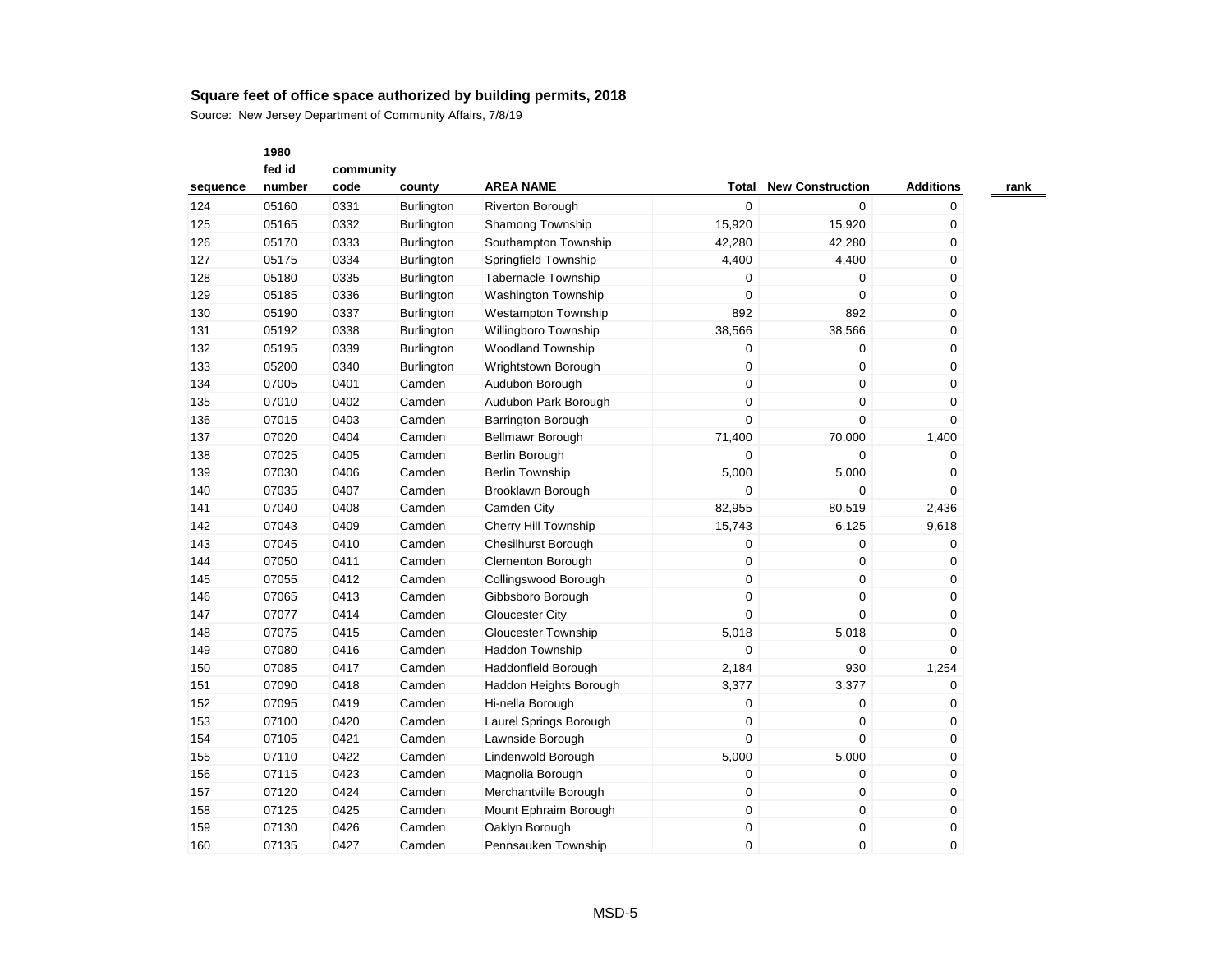**Square feet of office space authorized by building permits, 2018**

Source: New Jersey Department of Community Affairs, 7/8/19

| sequence | 1980 fed id number | community code | county | AREA NAME | Total | New Construction | Additions | rank |
|---|---|---|---|---|---|---|---|---|
| 124 | 05160 | 0331 | Burlington | Riverton Borough | 0 | 0 | 0 | |
| 125 | 05165 | 0332 | Burlington | Shamong Township | 15,920 | 15,920 | 0 | |
| 126 | 05170 | 0333 | Burlington | Southampton Township | 42,280 | 42,280 | 0 | |
| 127 | 05175 | 0334 | Burlington | Springfield Township | 4,400 | 4,400 | 0 | |
| 128 | 05180 | 0335 | Burlington | Tabernacle Township | 0 | 0 | 0 | |
| 129 | 05185 | 0336 | Burlington | Washington Township | 0 | 0 | 0 | |
| 130 | 05190 | 0337 | Burlington | Westampton Township | 892 | 892 | 0 | |
| 131 | 05192 | 0338 | Burlington | Willingboro Township | 38,566 | 38,566 | 0 | |
| 132 | 05195 | 0339 | Burlington | Woodland Township | 0 | 0 | 0 | |
| 133 | 05200 | 0340 | Burlington | Wrightstown Borough | 0 | 0 | 0 | |
| 134 | 07005 | 0401 | Camden | Audubon Borough | 0 | 0 | 0 | |
| 135 | 07010 | 0402 | Camden | Audubon Park Borough | 0 | 0 | 0 | |
| 136 | 07015 | 0403 | Camden | Barrington Borough | 0 | 0 | 0 | |
| 137 | 07020 | 0404 | Camden | Bellmawr Borough | 71,400 | 70,000 | 1,400 | |
| 138 | 07025 | 0405 | Camden | Berlin Borough | 0 | 0 | 0 | |
| 139 | 07030 | 0406 | Camden | Berlin Township | 5,000 | 5,000 | 0 | |
| 140 | 07035 | 0407 | Camden | Brooklawn Borough | 0 | 0 | 0 | |
| 141 | 07040 | 0408 | Camden | Camden City | 82,955 | 80,519 | 2,436 | |
| 142 | 07043 | 0409 | Camden | Cherry Hill Township | 15,743 | 6,125 | 9,618 | |
| 143 | 07045 | 0410 | Camden | Chesilhurst Borough | 0 | 0 | 0 | |
| 144 | 07050 | 0411 | Camden | Clementon Borough | 0 | 0 | 0 | |
| 145 | 07055 | 0412 | Camden | Collingswood Borough | 0 | 0 | 0 | |
| 146 | 07065 | 0413 | Camden | Gibbsboro Borough | 0 | 0 | 0 | |
| 147 | 07077 | 0414 | Camden | Gloucester City | 0 | 0 | 0 | |
| 148 | 07075 | 0415 | Camden | Gloucester Township | 5,018 | 5,018 | 0 | |
| 149 | 07080 | 0416 | Camden | Haddon Township | 0 | 0 | 0 | |
| 150 | 07085 | 0417 | Camden | Haddonfield Borough | 2,184 | 930 | 1,254 | |
| 151 | 07090 | 0418 | Camden | Haddon Heights Borough | 3,377 | 3,377 | 0 | |
| 152 | 07095 | 0419 | Camden | Hi-nella Borough | 0 | 0 | 0 | |
| 153 | 07100 | 0420 | Camden | Laurel Springs Borough | 0 | 0 | 0 | |
| 154 | 07105 | 0421 | Camden | Lawnside Borough | 0 | 0 | 0 | |
| 155 | 07110 | 0422 | Camden | Lindenwold Borough | 5,000 | 5,000 | 0 | |
| 156 | 07115 | 0423 | Camden | Magnolia Borough | 0 | 0 | 0 | |
| 157 | 07120 | 0424 | Camden | Merchantville Borough | 0 | 0 | 0 | |
| 158 | 07125 | 0425 | Camden | Mount Ephraim Borough | 0 | 0 | 0 | |
| 159 | 07130 | 0426 | Camden | Oaklyn Borough | 0 | 0 | 0 | |
| 160 | 07135 | 0427 | Camden | Pennsauken Township | 0 | 0 | 0 | |

MSD-5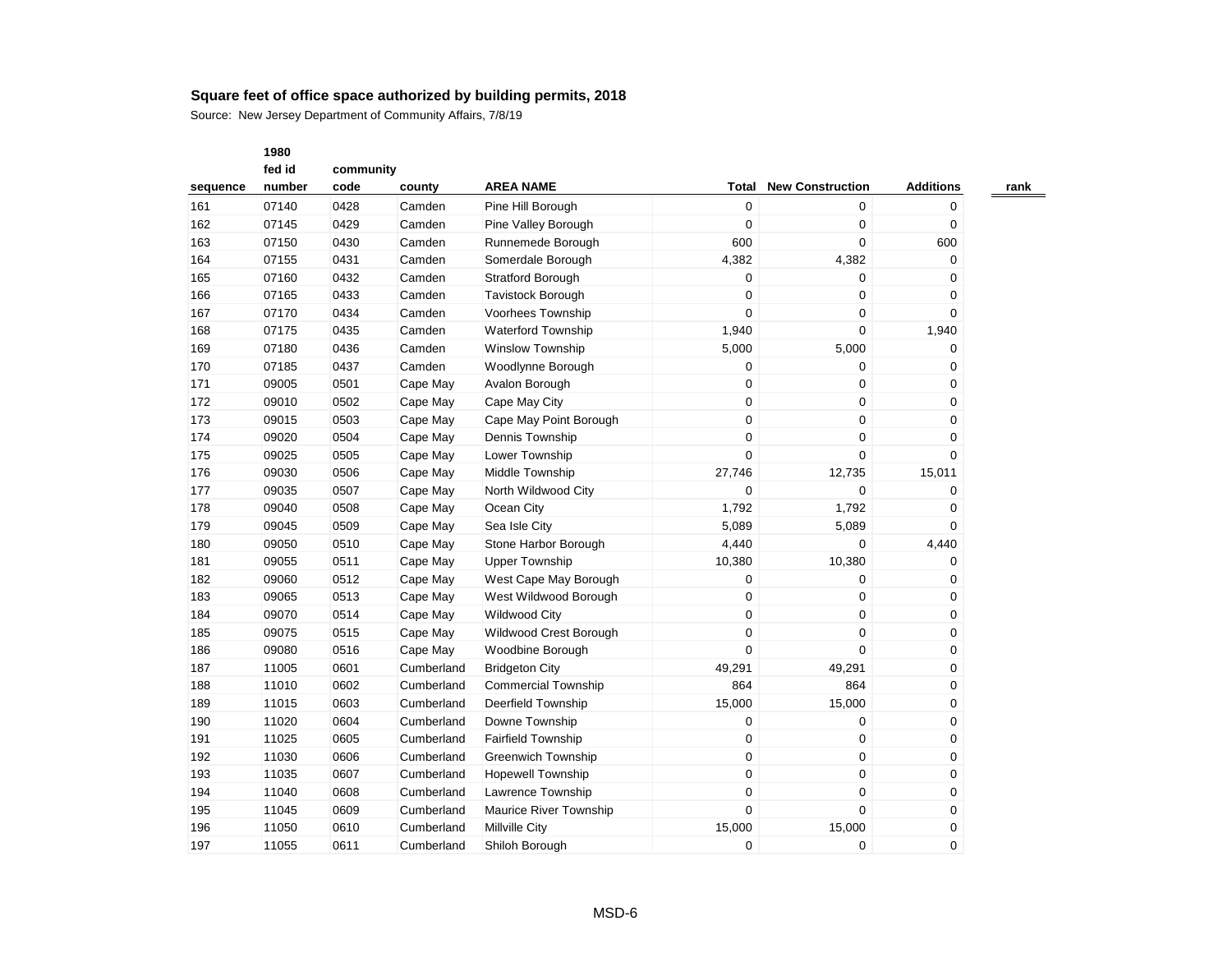## Square feet of office space authorized by building permits, 2018

Source: New Jersey Department of Community Affairs, 7/8/19

| sequence | 1980 fed id number | community code | county | AREA NAME | Total | New Construction | Additions | rank |
|---|---|---|---|---|---|---|---|---|
| 161 | 07140 | 0428 | Camden | Pine Hill Borough | 0 | 0 | 0 | |
| 162 | 07145 | 0429 | Camden | Pine Valley Borough | 0 | 0 | 0 | |
| 163 | 07150 | 0430 | Camden | Runnemede Borough | 600 | 0 | 600 | |
| 164 | 07155 | 0431 | Camden | Somerdale Borough | 4,382 | 4,382 | 0 | |
| 165 | 07160 | 0432 | Camden | Stratford Borough | 0 | 0 | 0 | |
| 166 | 07165 | 0433 | Camden | Tavistock Borough | 0 | 0 | 0 | |
| 167 | 07170 | 0434 | Camden | Voorhees Township | 0 | 0 | 0 | |
| 168 | 07175 | 0435 | Camden | Waterford Township | 1,940 | 0 | 1,940 | |
| 169 | 07180 | 0436 | Camden | Winslow Township | 5,000 | 5,000 | 0 | |
| 170 | 07185 | 0437 | Camden | Woodlynne Borough | 0 | 0 | 0 | |
| 171 | 09005 | 0501 | Cape May | Avalon Borough | 0 | 0 | 0 | |
| 172 | 09010 | 0502 | Cape May | Cape May City | 0 | 0 | 0 | |
| 173 | 09015 | 0503 | Cape May | Cape May Point Borough | 0 | 0 | 0 | |
| 174 | 09020 | 0504 | Cape May | Dennis Township | 0 | 0 | 0 | |
| 175 | 09025 | 0505 | Cape May | Lower Township | 0 | 0 | 0 | |
| 176 | 09030 | 0506 | Cape May | Middle Township | 27,746 | 12,735 | 15,011 | |
| 177 | 09035 | 0507 | Cape May | North Wildwood City | 0 | 0 | 0 | |
| 178 | 09040 | 0508 | Cape May | Ocean City | 1,792 | 1,792 | 0 | |
| 179 | 09045 | 0509 | Cape May | Sea Isle City | 5,089 | 5,089 | 0 | |
| 180 | 09050 | 0510 | Cape May | Stone Harbor Borough | 4,440 | 0 | 4,440 | |
| 181 | 09055 | 0511 | Cape May | Upper Township | 10,380 | 10,380 | 0 | |
| 182 | 09060 | 0512 | Cape May | West Cape May Borough | 0 | 0 | 0 | |
| 183 | 09065 | 0513 | Cape May | West Wildwood Borough | 0 | 0 | 0 | |
| 184 | 09070 | 0514 | Cape May | Wildwood City | 0 | 0 | 0 | |
| 185 | 09075 | 0515 | Cape May | Wildwood Crest Borough | 0 | 0 | 0 | |
| 186 | 09080 | 0516 | Cape May | Woodbine Borough | 0 | 0 | 0 | |
| 187 | 11005 | 0601 | Cumberland | Bridgeton City | 49,291 | 49,291 | 0 | |
| 188 | 11010 | 0602 | Cumberland | Commercial Township | 864 | 864 | 0 | |
| 189 | 11015 | 0603 | Cumberland | Deerfield Township | 15,000 | 15,000 | 0 | |
| 190 | 11020 | 0604 | Cumberland | Downe Township | 0 | 0 | 0 | |
| 191 | 11025 | 0605 | Cumberland | Fairfield Township | 0 | 0 | 0 | |
| 192 | 11030 | 0606 | Cumberland | Greenwich Township | 0 | 0 | 0 | |
| 193 | 11035 | 0607 | Cumberland | Hopewell Township | 0 | 0 | 0 | |
| 194 | 11040 | 0608 | Cumberland | Lawrence Township | 0 | 0 | 0 | |
| 195 | 11045 | 0609 | Cumberland | Maurice River Township | 0 | 0 | 0 | |
| 196 | 11050 | 0610 | Cumberland | Millville City | 15,000 | 15,000 | 0 | |
| 197 | 11055 | 0611 | Cumberland | Shiloh Borough | 0 | 0 | 0 | |

MSD-6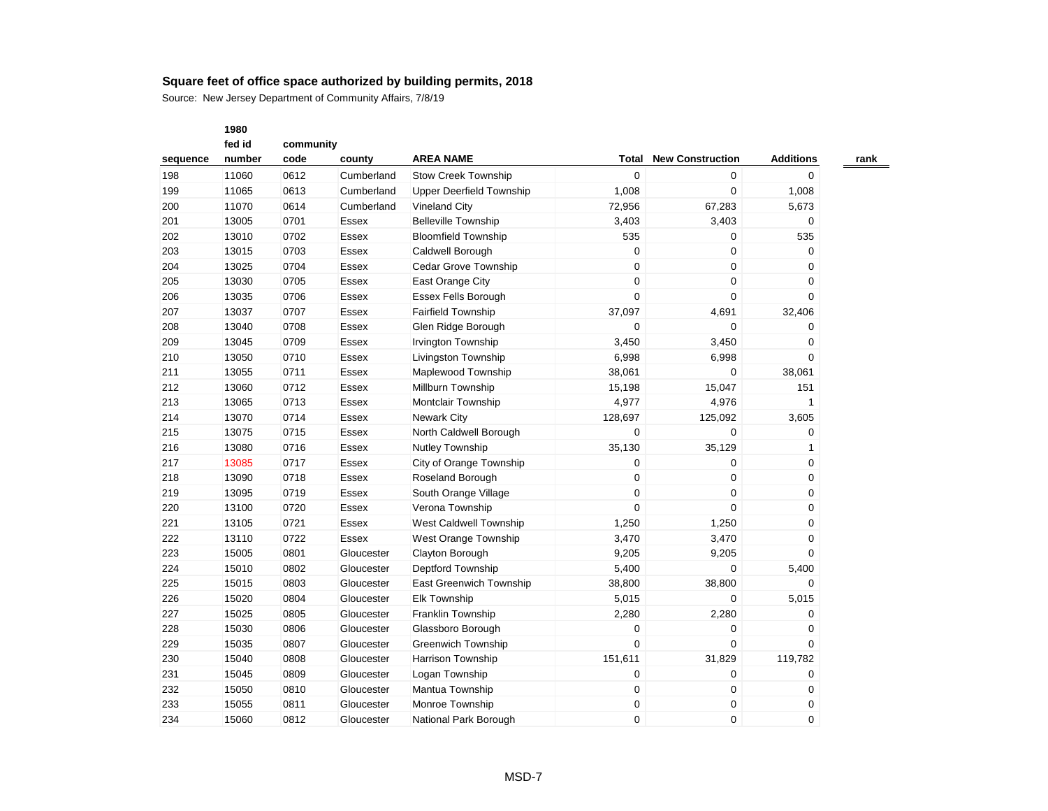## Square feet of office space authorized by building permits, 2018

Source: New Jersey Department of Community Affairs, 7/8/19

| sequence | 1980 fed id number | community code | county | AREA NAME | Total | New Construction | Additions | rank |
|---|---|---|---|---|---|---|---|---|
| 198 | 11060 | 0612 | Cumberland | Stow Creek Township | 0 | 0 | 0 | |
| 199 | 11065 | 0613 | Cumberland | Upper Deerfield Township | 1,008 | 0 | 1,008 | |
| 200 | 11070 | 0614 | Cumberland | Vineland City | 72,956 | 67,283 | 5,673 | |
| 201 | 13005 | 0701 | Essex | Belleville Township | 3,403 | 3,403 | 0 | |
| 202 | 13010 | 0702 | Essex | Bloomfield Township | 535 | 0 | 535 | |
| 203 | 13015 | 0703 | Essex | Caldwell Borough | 0 | 0 | 0 | |
| 204 | 13025 | 0704 | Essex | Cedar Grove Township | 0 | 0 | 0 | |
| 205 | 13030 | 0705 | Essex | East Orange City | 0 | 0 | 0 | |
| 206 | 13035 | 0706 | Essex | Essex Fells Borough | 0 | 0 | 0 | |
| 207 | 13037 | 0707 | Essex | Fairfield Township | 37,097 | 4,691 | 32,406 | |
| 208 | 13040 | 0708 | Essex | Glen Ridge Borough | 0 | 0 | 0 | |
| 209 | 13045 | 0709 | Essex | Irvington Township | 3,450 | 3,450 | 0 | |
| 210 | 13050 | 0710 | Essex | Livingston Township | 6,998 | 6,998 | 0 | |
| 211 | 13055 | 0711 | Essex | Maplewood Township | 38,061 | 0 | 38,061 | |
| 212 | 13060 | 0712 | Essex | Millburn Township | 15,198 | 15,047 | 151 | |
| 213 | 13065 | 0713 | Essex | Montclair Township | 4,977 | 4,976 | 1 | |
| 214 | 13070 | 0714 | Essex | Newark City | 128,697 | 125,092 | 3,605 | |
| 215 | 13075 | 0715 | Essex | North Caldwell Borough | 0 | 0 | 0 | |
| 216 | 13080 | 0716 | Essex | Nutley Township | 35,130 | 35,129 | 1 | |
| 217 | 13085 | 0717 | Essex | City of Orange Township | 0 | 0 | 0 | |
| 218 | 13090 | 0718 | Essex | Roseland Borough | 0 | 0 | 0 | |
| 219 | 13095 | 0719 | Essex | South Orange Village | 0 | 0 | 0 | |
| 220 | 13100 | 0720 | Essex | Verona Township | 0 | 0 | 0 | |
| 221 | 13105 | 0721 | Essex | West Caldwell Township | 1,250 | 1,250 | 0 | |
| 222 | 13110 | 0722 | Essex | West Orange Township | 3,470 | 3,470 | 0 | |
| 223 | 15005 | 0801 | Gloucester | Clayton Borough | 9,205 | 9,205 | 0 | |
| 224 | 15010 | 0802 | Gloucester | Deptford Township | 5,400 | 0 | 5,400 | |
| 225 | 15015 | 0803 | Gloucester | East Greenwich Township | 38,800 | 38,800 | 0 | |
| 226 | 15020 | 0804 | Gloucester | Elk Township | 5,015 | 0 | 5,015 | |
| 227 | 15025 | 0805 | Gloucester | Franklin Township | 2,280 | 2,280 | 0 | |
| 228 | 15030 | 0806 | Gloucester | Glassboro Borough | 0 | 0 | 0 | |
| 229 | 15035 | 0807 | Gloucester | Greenwich Township | 0 | 0 | 0 | |
| 230 | 15040 | 0808 | Gloucester | Harrison Township | 151,611 | 31,829 | 119,782 | |
| 231 | 15045 | 0809 | Gloucester | Logan Township | 0 | 0 | 0 | |
| 232 | 15050 | 0810 | Gloucester | Mantua Township | 0 | 0 | 0 | |
| 233 | 15055 | 0811 | Gloucester | Monroe Township | 0 | 0 | 0 | |
| 234 | 15060 | 0812 | Gloucester | National Park Borough | 0 | 0 | 0 | |

MSD-7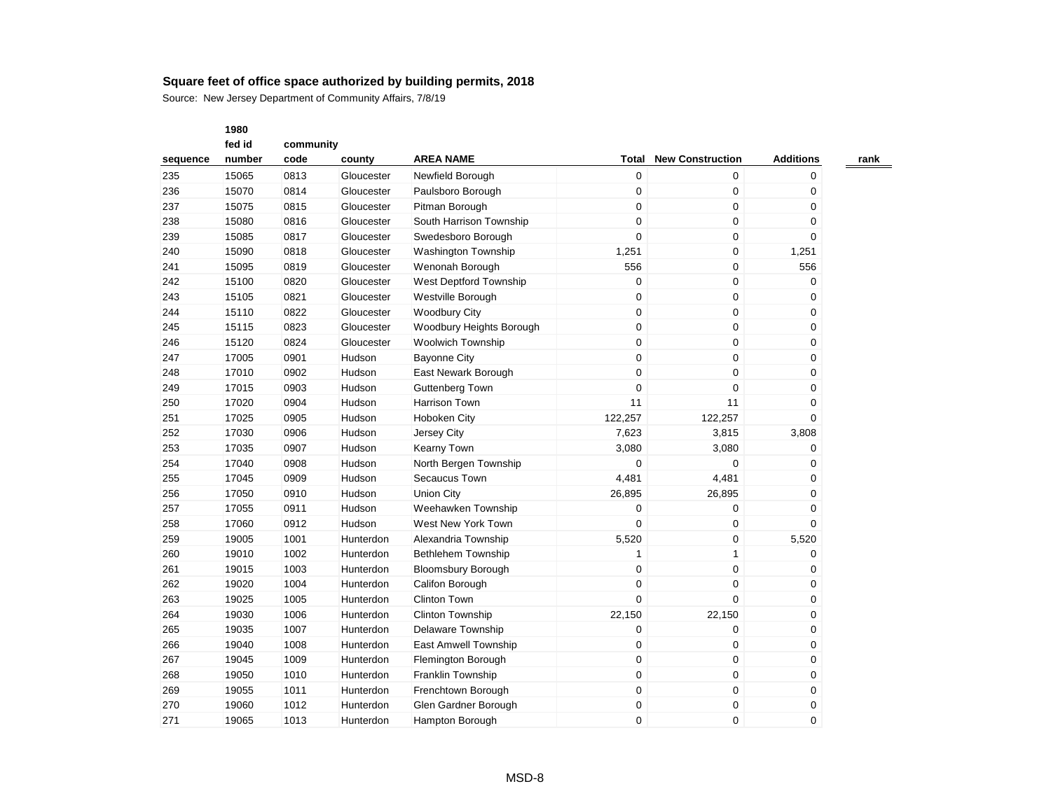## Square feet of office space authorized by building permits, 2018

Source: New Jersey Department of Community Affairs, 7/8/19

| sequence | 1980 fed id number | community code | county | AREA NAME | Total | New Construction | Additions | rank |
|---|---|---|---|---|---|---|---|---|
| 235 | 15065 | 0813 | Gloucester | Newfield Borough | 0 | 0 | 0 | |
| 236 | 15070 | 0814 | Gloucester | Paulsboro Borough | 0 | 0 | 0 | |
| 237 | 15075 | 0815 | Gloucester | Pitman Borough | 0 | 0 | 0 | |
| 238 | 15080 | 0816 | Gloucester | South Harrison Township | 0 | 0 | 0 | |
| 239 | 15085 | 0817 | Gloucester | Swedesboro Borough | 0 | 0 | 0 | |
| 240 | 15090 | 0818 | Gloucester | Washington Township | 1,251 | 0 | 1,251 | |
| 241 | 15095 | 0819 | Gloucester | Wenonah Borough | 556 | 0 | 556 | |
| 242 | 15100 | 0820 | Gloucester | West Deptford Township | 0 | 0 | 0 | |
| 243 | 15105 | 0821 | Gloucester | Westville Borough | 0 | 0 | 0 | |
| 244 | 15110 | 0822 | Gloucester | Woodbury City | 0 | 0 | 0 | |
| 245 | 15115 | 0823 | Gloucester | Woodbury Heights Borough | 0 | 0 | 0 | |
| 246 | 15120 | 0824 | Gloucester | Woolwich Township | 0 | 0 | 0 | |
| 247 | 17005 | 0901 | Hudson | Bayonne City | 0 | 0 | 0 | |
| 248 | 17010 | 0902 | Hudson | East Newark Borough | 0 | 0 | 0 | |
| 249 | 17015 | 0903 | Hudson | Guttenberg Town | 0 | 0 | 0 | |
| 250 | 17020 | 0904 | Hudson | Harrison Town | 11 | 11 | 0 | |
| 251 | 17025 | 0905 | Hudson | Hoboken City | 122,257 | 122,257 | 0 | |
| 252 | 17030 | 0906 | Hudson | Jersey City | 7,623 | 3,815 | 3,808 | |
| 253 | 17035 | 0907 | Hudson | Kearny Town | 3,080 | 3,080 | 0 | |
| 254 | 17040 | 0908 | Hudson | North Bergen Township | 0 | 0 | 0 | |
| 255 | 17045 | 0909 | Hudson | Secaucus Town | 4,481 | 4,481 | 0 | |
| 256 | 17050 | 0910 | Hudson | Union City | 26,895 | 26,895 | 0 | |
| 257 | 17055 | 0911 | Hudson | Weehawken Township | 0 | 0 | 0 | |
| 258 | 17060 | 0912 | Hudson | West New York Town | 0 | 0 | 0 | |
| 259 | 19005 | 1001 | Hunterdon | Alexandria Township | 5,520 | 0 | 5,520 | |
| 260 | 19010 | 1002 | Hunterdon | Bethlehem Township | 1 | 1 | 0 | |
| 261 | 19015 | 1003 | Hunterdon | Bloomsbury Borough | 0 | 0 | 0 | |
| 262 | 19020 | 1004 | Hunterdon | Califon Borough | 0 | 0 | 0 | |
| 263 | 19025 | 1005 | Hunterdon | Clinton Town | 0 | 0 | 0 | |
| 264 | 19030 | 1006 | Hunterdon | Clinton Township | 22,150 | 22,150 | 0 | |
| 265 | 19035 | 1007 | Hunterdon | Delaware Township | 0 | 0 | 0 | |
| 266 | 19040 | 1008 | Hunterdon | East Amwell Township | 0 | 0 | 0 | |
| 267 | 19045 | 1009 | Hunterdon | Flemington Borough | 0 | 0 | 0 | |
| 268 | 19050 | 1010 | Hunterdon | Franklin Township | 0 | 0 | 0 | |
| 269 | 19055 | 1011 | Hunterdon | Frenchtown Borough | 0 | 0 | 0 | |
| 270 | 19060 | 1012 | Hunterdon | Glen Gardner Borough | 0 | 0 | 0 | |
| 271 | 19065 | 1013 | Hunterdon | Hampton Borough | 0 | 0 | 0 | |

MSD-8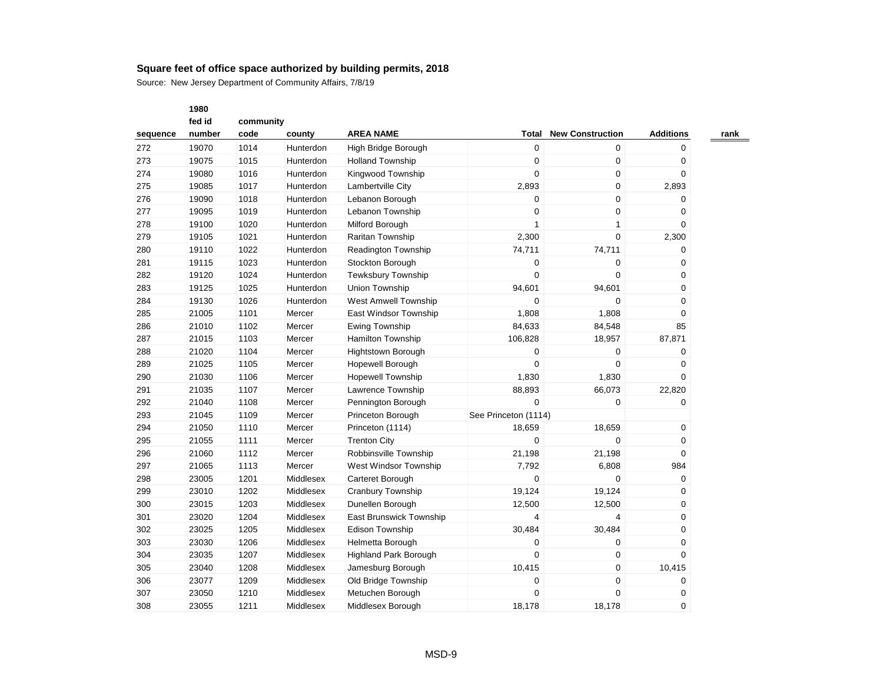## Square feet of office space authorized by building permits, 2018

Source: New Jersey Department of Community Affairs, 7/8/19

| sequence | 1980 fed id number | community code | county | AREA NAME | Total | New Construction | Additions | rank |
|---|---|---|---|---|---|---|---|---|
| 272 | 19070 | 1014 | Hunterdon | High Bridge Borough | 0 | 0 | 0 | |
| 273 | 19075 | 1015 | Hunterdon | Holland Township | 0 | 0 | 0 | |
| 274 | 19080 | 1016 | Hunterdon | Kingwood Township | 0 | 0 | 0 | |
| 275 | 19085 | 1017 | Hunterdon | Lambertville City | 2,893 | 0 | 2,893 | |
| 276 | 19090 | 1018 | Hunterdon | Lebanon Borough | 0 | 0 | 0 | |
| 277 | 19095 | 1019 | Hunterdon | Lebanon Township | 0 | 0 | 0 | |
| 278 | 19100 | 1020 | Hunterdon | Milford Borough | 1 | 1 | 0 | |
| 279 | 19105 | 1021 | Hunterdon | Raritan Township | 2,300 | 0 | 2,300 | |
| 280 | 19110 | 1022 | Hunterdon | Readington Township | 74,711 | 74,711 | 0 | |
| 281 | 19115 | 1023 | Hunterdon | Stockton Borough | 0 | 0 | 0 | |
| 282 | 19120 | 1024 | Hunterdon | Tewksbury Township | 0 | 0 | 0 | |
| 283 | 19125 | 1025 | Hunterdon | Union Township | 94,601 | 94,601 | 0 | |
| 284 | 19130 | 1026 | Hunterdon | West Amwell Township | 0 | 0 | 0 | |
| 285 | 21005 | 1101 | Mercer | East Windsor Township | 1,808 | 1,808 | 0 | |
| 286 | 21010 | 1102 | Mercer | Ewing Township | 84,633 | 84,548 | 85 | |
| 287 | 21015 | 1103 | Mercer | Hamilton Township | 106,828 | 18,957 | 87,871 | |
| 288 | 21020 | 1104 | Mercer | Hightstown Borough | 0 | 0 | 0 | |
| 289 | 21025 | 1105 | Mercer | Hopewell Borough | 0 | 0 | 0 | |
| 290 | 21030 | 1106 | Mercer | Hopewell Township | 1,830 | 1,830 | 0 | |
| 291 | 21035 | 1107 | Mercer | Lawrence Township | 88,893 | 66,073 | 22,820 | |
| 292 | 21040 | 1108 | Mercer | Pennington Borough | 0 | 0 | 0 | |
| 293 | 21045 | 1109 | Mercer | Princeton Borough | See Princeton (1114) | | | |
| 294 | 21050 | 1110 | Mercer | Princeton (1114) | 18,659 | 18,659 | 0 | |
| 295 | 21055 | 1111 | Mercer | Trenton City | 0 | 0 | 0 | |
| 296 | 21060 | 1112 | Mercer | Robbinsville Township | 21,198 | 21,198 | 0 | |
| 297 | 21065 | 1113 | Mercer | West Windsor Township | 7,792 | 6,808 | 984 | |
| 298 | 23005 | 1201 | Middlesex | Carteret Borough | 0 | 0 | 0 | |
| 299 | 23010 | 1202 | Middlesex | Cranbury Township | 19,124 | 19,124 | 0 | |
| 300 | 23015 | 1203 | Middlesex | Dunellen Borough | 12,500 | 12,500 | 0 | |
| 301 | 23020 | 1204 | Middlesex | East Brunswick Township | 4 | 4 | 0 | |
| 302 | 23025 | 1205 | Middlesex | Edison Township | 30,484 | 30,484 | 0 | |
| 303 | 23030 | 1206 | Middlesex | Helmetta Borough | 0 | 0 | 0 | |
| 304 | 23035 | 1207 | Middlesex | Highland Park Borough | 0 | 0 | 0 | |
| 305 | 23040 | 1208 | Middlesex | Jamesburg Borough | 10,415 | 0 | 10,415 | |
| 306 | 23077 | 1209 | Middlesex | Old Bridge Township | 0 | 0 | 0 | |
| 307 | 23050 | 1210 | Middlesex | Metuchen Borough | 0 | 0 | 0 | |
| 308 | 23055 | 1211 | Middlesex | Middlesex Borough | 18,178 | 18,178 | 0 | |

MSD-9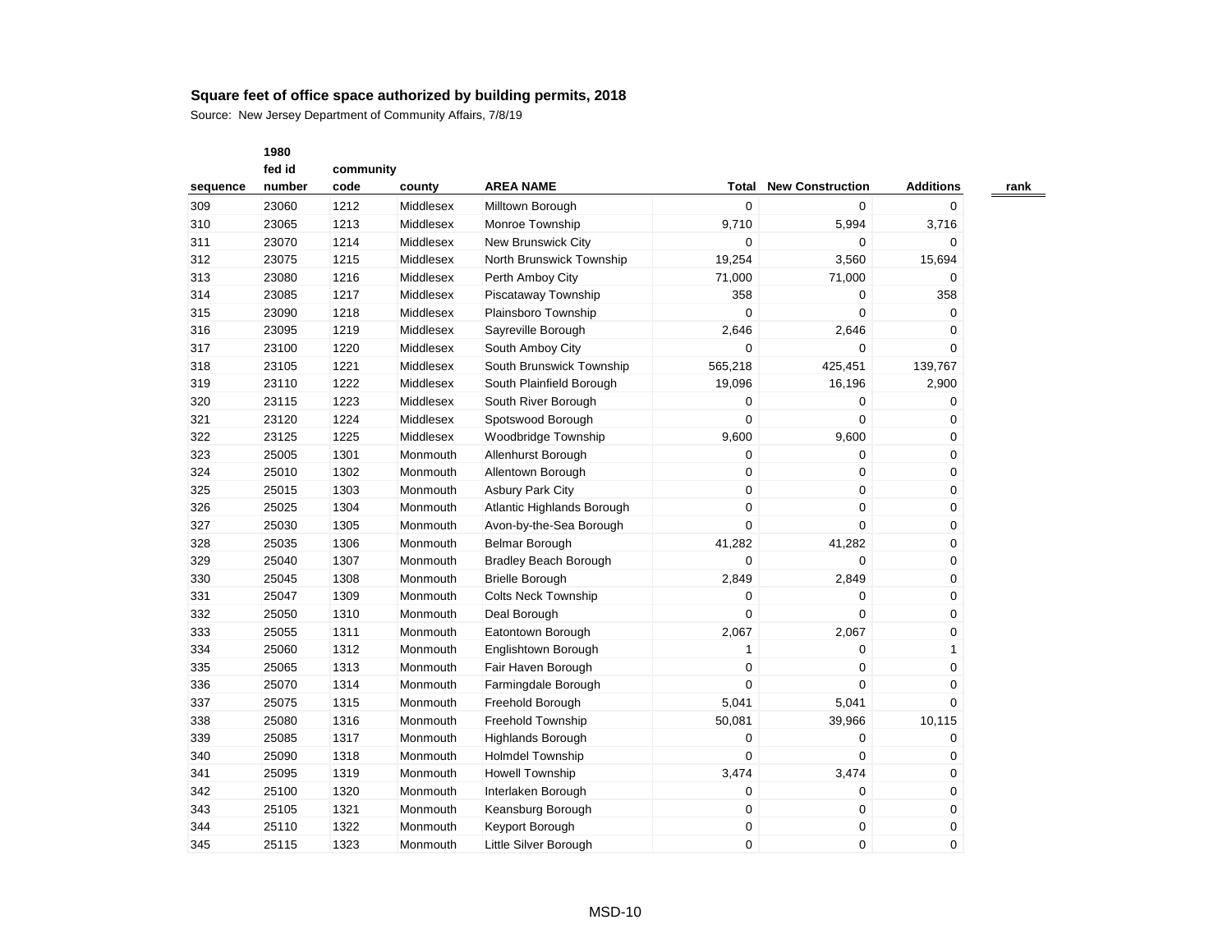# Square feet of office space authorized by building permits, 2018

Source: New Jersey Department of Community Affairs, 7/8/19

| sequence | 1980 fed id number | community code | county | AREA NAME | Total | New Construction | Additions | rank |
|---|---|---|---|---|---|---|---|---|
| 309 | 23060 | 1212 | Middlesex | Milltown Borough | 0 | 0 | 0 | |
| 310 | 23065 | 1213 | Middlesex | Monroe Township | 9,710 | 5,994 | 3,716 | |
| 311 | 23070 | 1214 | Middlesex | New Brunswick City | 0 | 0 | 0 | |
| 312 | 23075 | 1215 | Middlesex | North Brunswick Township | 19,254 | 3,560 | 15,694 | |
| 313 | 23080 | 1216 | Middlesex | Perth Amboy City | 71,000 | 71,000 | 0 | |
| 314 | 23085 | 1217 | Middlesex | Piscataway Township | 358 | 0 | 358 | |
| 315 | 23090 | 1218 | Middlesex | Plainsboro Township | 0 | 0 | 0 | |
| 316 | 23095 | 1219 | Middlesex | Sayreville Borough | 2,646 | 2,646 | 0 | |
| 317 | 23100 | 1220 | Middlesex | South Amboy City | 0 | 0 | 0 | |
| 318 | 23105 | 1221 | Middlesex | South Brunswick Township | 565,218 | 425,451 | 139,767 | |
| 319 | 23110 | 1222 | Middlesex | South Plainfield Borough | 19,096 | 16,196 | 2,900 | |
| 320 | 23115 | 1223 | Middlesex | South River Borough | 0 | 0 | 0 | |
| 321 | 23120 | 1224 | Middlesex | Spotswood Borough | 0 | 0 | 0 | |
| 322 | 23125 | 1225 | Middlesex | Woodbridge Township | 9,600 | 9,600 | 0 | |
| 323 | 25005 | 1301 | Monmouth | Allenhurst Borough | 0 | 0 | 0 | |
| 324 | 25010 | 1302 | Monmouth | Allentown Borough | 0 | 0 | 0 | |
| 325 | 25015 | 1303 | Monmouth | Asbury Park City | 0 | 0 | 0 | |
| 326 | 25025 | 1304 | Monmouth | Atlantic Highlands Borough | 0 | 0 | 0 | |
| 327 | 25030 | 1305 | Monmouth | Avon-by-the-Sea Borough | 0 | 0 | 0 | |
| 328 | 25035 | 1306 | Monmouth | Belmar Borough | 41,282 | 41,282 | 0 | |
| 329 | 25040 | 1307 | Monmouth | Bradley Beach Borough | 0 | 0 | 0 | |
| 330 | 25045 | 1308 | Monmouth | Brielle Borough | 2,849 | 2,849 | 0 | |
| 331 | 25047 | 1309 | Monmouth | Colts Neck Township | 0 | 0 | 0 | |
| 332 | 25050 | 1310 | Monmouth | Deal Borough | 0 | 0 | 0 | |
| 333 | 25055 | 1311 | Monmouth | Eatontown Borough | 2,067 | 2,067 | 0 | |
| 334 | 25060 | 1312 | Monmouth | Englishtown Borough | 1 | 0 | 1 | |
| 335 | 25065 | 1313 | Monmouth | Fair Haven Borough | 0 | 0 | 0 | |
| 336 | 25070 | 1314 | Monmouth | Farmingdale Borough | 0 | 0 | 0 | |
| 337 | 25075 | 1315 | Monmouth | Freehold Borough | 5,041 | 5,041 | 0 | |
| 338 | 25080 | 1316 | Monmouth | Freehold Township | 50,081 | 39,966 | 10,115 | |
| 339 | 25085 | 1317 | Monmouth | Highlands Borough | 0 | 0 | 0 | |
| 340 | 25090 | 1318 | Monmouth | Holmdel Township | 0 | 0 | 0 | |
| 341 | 25095 | 1319 | Monmouth | Howell Township | 3,474 | 3,474 | 0 | |
| 342 | 25100 | 1320 | Monmouth | Interlaken Borough | 0 | 0 | 0 | |
| 343 | 25105 | 1321 | Monmouth | Keansburg Borough | 0 | 0 | 0 | |
| 344 | 25110 | 1322 | Monmouth | Keyport Borough | 0 | 0 | 0 | |
| 345 | 25115 | 1323 | Monmouth | Little Silver Borough | 0 | 0 | 0 | |

MSD-10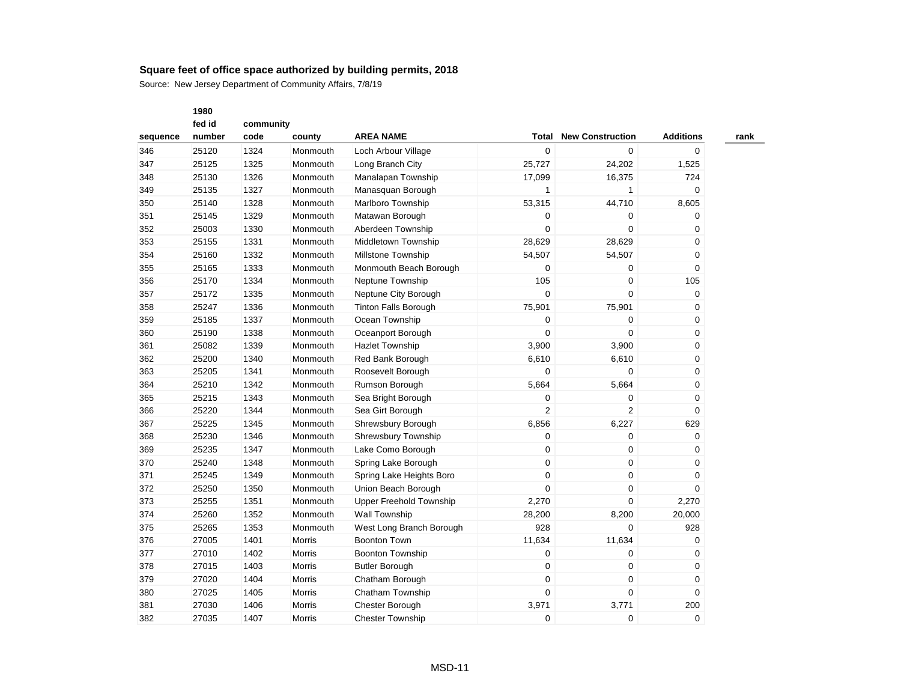**Square feet of office space authorized by building permits, 2018**

Source: New Jersey Department of Community Affairs, 7/8/19

| sequence | 1980 fed id number | community code | county | AREA NAME | Total | New Construction | Additions | rank |
|---|---|---|---|---|---|---|---|---|
| 346 | 25120 | 1324 | Monmouth | Loch Arbour Village | 0 | 0 | 0 | |
| 347 | 25125 | 1325 | Monmouth | Long Branch City | 25,727 | 24,202 | 1,525 | |
| 348 | 25130 | 1326 | Monmouth | Manalapan Township | 17,099 | 16,375 | 724 | |
| 349 | 25135 | 1327 | Monmouth | Manasquan Borough | 1 | 1 | 0 | |
| 350 | 25140 | 1328 | Monmouth | Marlboro Township | 53,315 | 44,710 | 8,605 | |
| 351 | 25145 | 1329 | Monmouth | Matawan Borough | 0 | 0 | 0 | |
| 352 | 25003 | 1330 | Monmouth | Aberdeen Township | 0 | 0 | 0 | |
| 353 | 25155 | 1331 | Monmouth | Middletown Township | 28,629 | 28,629 | 0 | |
| 354 | 25160 | 1332 | Monmouth | Millstone Township | 54,507 | 54,507 | 0 | |
| 355 | 25165 | 1333 | Monmouth | Monmouth Beach Borough | 0 | 0 | 0 | |
| 356 | 25170 | 1334 | Monmouth | Neptune Township | 105 | 0 | 105 | |
| 357 | 25172 | 1335 | Monmouth | Neptune City Borough | 0 | 0 | 0 | |
| 358 | 25247 | 1336 | Monmouth | Tinton Falls Borough | 75,901 | 75,901 | 0 | |
| 359 | 25185 | 1337 | Monmouth | Ocean Township | 0 | 0 | 0 | |
| 360 | 25190 | 1338 | Monmouth | Oceanport Borough | 0 | 0 | 0 | |
| 361 | 25082 | 1339 | Monmouth | Hazlet Township | 3,900 | 3,900 | 0 | |
| 362 | 25200 | 1340 | Monmouth | Red Bank Borough | 6,610 | 6,610 | 0 | |
| 363 | 25205 | 1341 | Monmouth | Roosevelt Borough | 0 | 0 | 0 | |
| 364 | 25210 | 1342 | Monmouth | Rumson Borough | 5,664 | 5,664 | 0 | |
| 365 | 25215 | 1343 | Monmouth | Sea Bright Borough | 0 | 0 | 0 | |
| 366 | 25220 | 1344 | Monmouth | Sea Girt Borough | 2 | 2 | 0 | |
| 367 | 25225 | 1345 | Monmouth | Shrewsbury Borough | 6,856 | 6,227 | 629 | |
| 368 | 25230 | 1346 | Monmouth | Shrewsbury Township | 0 | 0 | 0 | |
| 369 | 25235 | 1347 | Monmouth | Lake Como Borough | 0 | 0 | 0 | |
| 370 | 25240 | 1348 | Monmouth | Spring Lake Borough | 0 | 0 | 0 | |
| 371 | 25245 | 1349 | Monmouth | Spring Lake Heights Boro | 0 | 0 | 0 | |
| 372 | 25250 | 1350 | Monmouth | Union Beach Borough | 0 | 0 | 0 | |
| 373 | 25255 | 1351 | Monmouth | Upper Freehold Township | 2,270 | 0 | 2,270 | |
| 374 | 25260 | 1352 | Monmouth | Wall Township | 28,200 | 8,200 | 20,000 | |
| 375 | 25265 | 1353 | Monmouth | West Long Branch Borough | 928 | 0 | 928 | |
| 376 | 27005 | 1401 | Morris | Boonton Town | 11,634 | 11,634 | 0 | |
| 377 | 27010 | 1402 | Morris | Boonton Township | 0 | 0 | 0 | |
| 378 | 27015 | 1403 | Morris | Butler Borough | 0 | 0 | 0 | |
| 379 | 27020 | 1404 | Morris | Chatham Borough | 0 | 0 | 0 | |
| 380 | 27025 | 1405 | Morris | Chatham Township | 0 | 0 | 0 | |
| 381 | 27030 | 1406 | Morris | Chester Borough | 3,971 | 3,771 | 200 | |
| 382 | 27035 | 1407 | Morris | Chester Township | 0 | 0 | 0 | |

MSD-11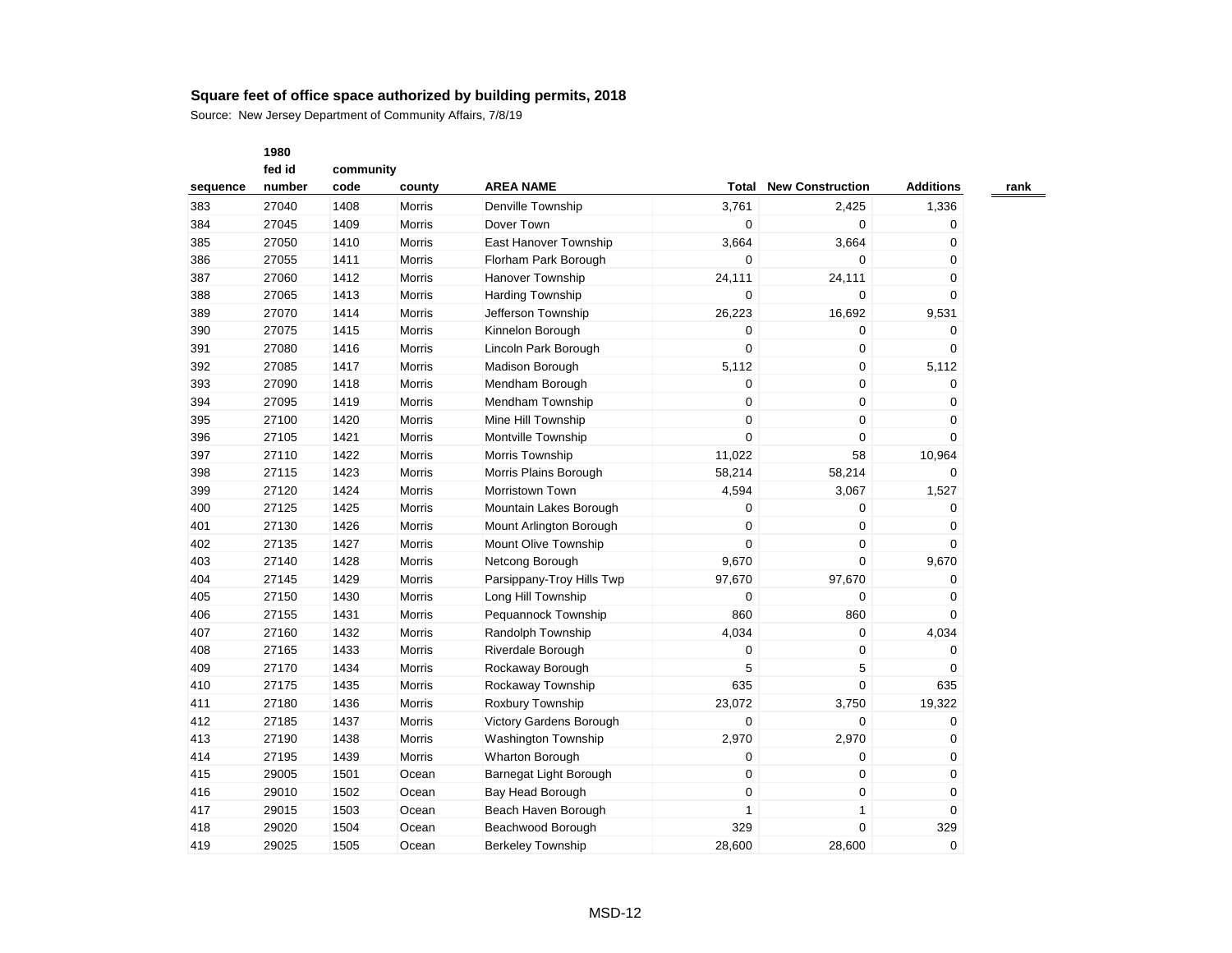## Square feet of office space authorized by building permits, 2018

Source: New Jersey Department of Community Affairs, 7/8/19

| sequence | 1980 fed id number | community code | county | AREA NAME | Total | New Construction | Additions | rank |
|---|---|---|---|---|---|---|---|---|
| 383 | 27040 | 1408 | Morris | Denville Township | 3,761 | 2,425 | 1,336 | |
| 384 | 27045 | 1409 | Morris | Dover Town | 0 | 0 | 0 | |
| 385 | 27050 | 1410 | Morris | East Hanover Township | 3,664 | 3,664 | 0 | |
| 386 | 27055 | 1411 | Morris | Florham Park Borough | 0 | 0 | 0 | |
| 387 | 27060 | 1412 | Morris | Hanover Township | 24,111 | 24,111 | 0 | |
| 388 | 27065 | 1413 | Morris | Harding Township | 0 | 0 | 0 | |
| 389 | 27070 | 1414 | Morris | Jefferson Township | 26,223 | 16,692 | 9,531 | |
| 390 | 27075 | 1415 | Morris | Kinnelon Borough | 0 | 0 | 0 | |
| 391 | 27080 | 1416 | Morris | Lincoln Park Borough | 0 | 0 | 0 | |
| 392 | 27085 | 1417 | Morris | Madison Borough | 5,112 | 0 | 5,112 | |
| 393 | 27090 | 1418 | Morris | Mendham Borough | 0 | 0 | 0 | |
| 394 | 27095 | 1419 | Morris | Mendham Township | 0 | 0 | 0 | |
| 395 | 27100 | 1420 | Morris | Mine Hill Township | 0 | 0 | 0 | |
| 396 | 27105 | 1421 | Morris | Montville Township | 0 | 0 | 0 | |
| 397 | 27110 | 1422 | Morris | Morris Township | 11,022 | 58 | 10,964 | |
| 398 | 27115 | 1423 | Morris | Morris Plains Borough | 58,214 | 58,214 | 0 | |
| 399 | 27120 | 1424 | Morris | Morristown Town | 4,594 | 3,067 | 1,527 | |
| 400 | 27125 | 1425 | Morris | Mountain Lakes Borough | 0 | 0 | 0 | |
| 401 | 27130 | 1426 | Morris | Mount Arlington Borough | 0 | 0 | 0 | |
| 402 | 27135 | 1427 | Morris | Mount Olive Township | 0 | 0 | 0 | |
| 403 | 27140 | 1428 | Morris | Netcong Borough | 9,670 | 0 | 9,670 | |
| 404 | 27145 | 1429 | Morris | Parsippany-Troy Hills Twp | 97,670 | 97,670 | 0 | |
| 405 | 27150 | 1430 | Morris | Long Hill Township | 0 | 0 | 0 | |
| 406 | 27155 | 1431 | Morris | Pequannock Township | 860 | 860 | 0 | |
| 407 | 27160 | 1432 | Morris | Randolph Township | 4,034 | 0 | 4,034 | |
| 408 | 27165 | 1433 | Morris | Riverdale Borough | 0 | 0 | 0 | |
| 409 | 27170 | 1434 | Morris | Rockaway Borough | 5 | 5 | 0 | |
| 410 | 27175 | 1435 | Morris | Rockaway Township | 635 | 0 | 635 | |
| 411 | 27180 | 1436 | Morris | Roxbury Township | 23,072 | 3,750 | 19,322 | |
| 412 | 27185 | 1437 | Morris | Victory Gardens Borough | 0 | 0 | 0 | |
| 413 | 27190 | 1438 | Morris | Washington Township | 2,970 | 2,970 | 0 | |
| 414 | 27195 | 1439 | Morris | Wharton Borough | 0 | 0 | 0 | |
| 415 | 29005 | 1501 | Ocean | Barnegat Light Borough | 0 | 0 | 0 | |
| 416 | 29010 | 1502 | Ocean | Bay Head Borough | 0 | 0 | 0 | |
| 417 | 29015 | 1503 | Ocean | Beach Haven Borough | 1 | 1 | 0 | |
| 418 | 29020 | 1504 | Ocean | Beachwood Borough | 329 | 0 | 329 | |
| 419 | 29025 | 1505 | Ocean | Berkeley Township | 28,600 | 28,600 | 0 | |

MSD-12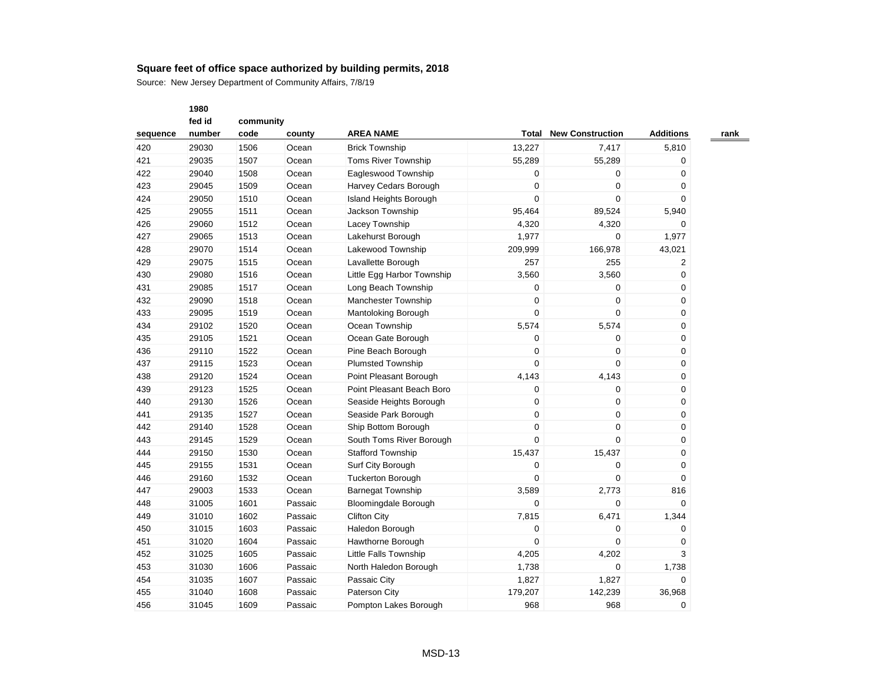**Square feet of office space authorized by building permits, 2018**

Source: New Jersey Department of Community Affairs, 7/8/19

| sequence | 1980 fed id number | community code | county | AREA NAME | Total | New Construction | Additions | rank |
|---|---|---|---|---|---|---|---|---|
| 420 | 29030 | 1506 | Ocean | Brick Township | 13,227 | 7,417 | 5,810 | |
| 421 | 29035 | 1507 | Ocean | Toms River Township | 55,289 | 55,289 | 0 | |
| 422 | 29040 | 1508 | Ocean | Eagleswood Township | 0 | 0 | 0 | |
| 423 | 29045 | 1509 | Ocean | Harvey Cedars Borough | 0 | 0 | 0 | |
| 424 | 29050 | 1510 | Ocean | Island Heights Borough | 0 | 0 | 0 | |
| 425 | 29055 | 1511 | Ocean | Jackson Township | 95,464 | 89,524 | 5,940 | |
| 426 | 29060 | 1512 | Ocean | Lacey Township | 4,320 | 4,320 | 0 | |
| 427 | 29065 | 1513 | Ocean | Lakehurst Borough | 1,977 | 0 | 1,977 | |
| 428 | 29070 | 1514 | Ocean | Lakewood Township | 209,999 | 166,978 | 43,021 | |
| 429 | 29075 | 1515 | Ocean | Lavallette Borough | 257 | 255 | 2 | |
| 430 | 29080 | 1516 | Ocean | Little Egg Harbor Township | 3,560 | 3,560 | 0 | |
| 431 | 29085 | 1517 | Ocean | Long Beach Township | 0 | 0 | 0 | |
| 432 | 29090 | 1518 | Ocean | Manchester Township | 0 | 0 | 0 | |
| 433 | 29095 | 1519 | Ocean | Mantoloking Borough | 0 | 0 | 0 | |
| 434 | 29102 | 1520 | Ocean | Ocean Township | 5,574 | 5,574 | 0 | |
| 435 | 29105 | 1521 | Ocean | Ocean Gate Borough | 0 | 0 | 0 | |
| 436 | 29110 | 1522 | Ocean | Pine Beach Borough | 0 | 0 | 0 | |
| 437 | 29115 | 1523 | Ocean | Plumsted Township | 0 | 0 | 0 | |
| 438 | 29120 | 1524 | Ocean | Point Pleasant Borough | 4,143 | 4,143 | 0 | |
| 439 | 29123 | 1525 | Ocean | Point Pleasant Beach Boro | 0 | 0 | 0 | |
| 440 | 29130 | 1526 | Ocean | Seaside Heights Borough | 0 | 0 | 0 | |
| 441 | 29135 | 1527 | Ocean | Seaside Park Borough | 0 | 0 | 0 | |
| 442 | 29140 | 1528 | Ocean | Ship Bottom Borough | 0 | 0 | 0 | |
| 443 | 29145 | 1529 | Ocean | South Toms River Borough | 0 | 0 | 0 | |
| 444 | 29150 | 1530 | Ocean | Stafford Township | 15,437 | 15,437 | 0 | |
| 445 | 29155 | 1531 | Ocean | Surf City Borough | 0 | 0 | 0 | |
| 446 | 29160 | 1532 | Ocean | Tuckerton Borough | 0 | 0 | 0 | |
| 447 | 29003 | 1533 | Ocean | Barnegat Township | 3,589 | 2,773 | 816 | |
| 448 | 31005 | 1601 | Passaic | Bloomingdale Borough | 0 | 0 | 0 | |
| 449 | 31010 | 1602 | Passaic | Clifton City | 7,815 | 6,471 | 1,344 | |
| 450 | 31015 | 1603 | Passaic | Haledon Borough | 0 | 0 | 0 | |
| 451 | 31020 | 1604 | Passaic | Hawthorne Borough | 0 | 0 | 0 | |
| 452 | 31025 | 1605 | Passaic | Little Falls Township | 4,205 | 4,202 | 3 | |
| 453 | 31030 | 1606 | Passaic | North Haledon Borough | 1,738 | 0 | 1,738 | |
| 454 | 31035 | 1607 | Passaic | Passaic City | 1,827 | 1,827 | 0 | |
| 455 | 31040 | 1608 | Passaic | Paterson City | 179,207 | 142,239 | 36,968 | |
| 456 | 31045 | 1609 | Passaic | Pompton Lakes Borough | 968 | 968 | 0 | |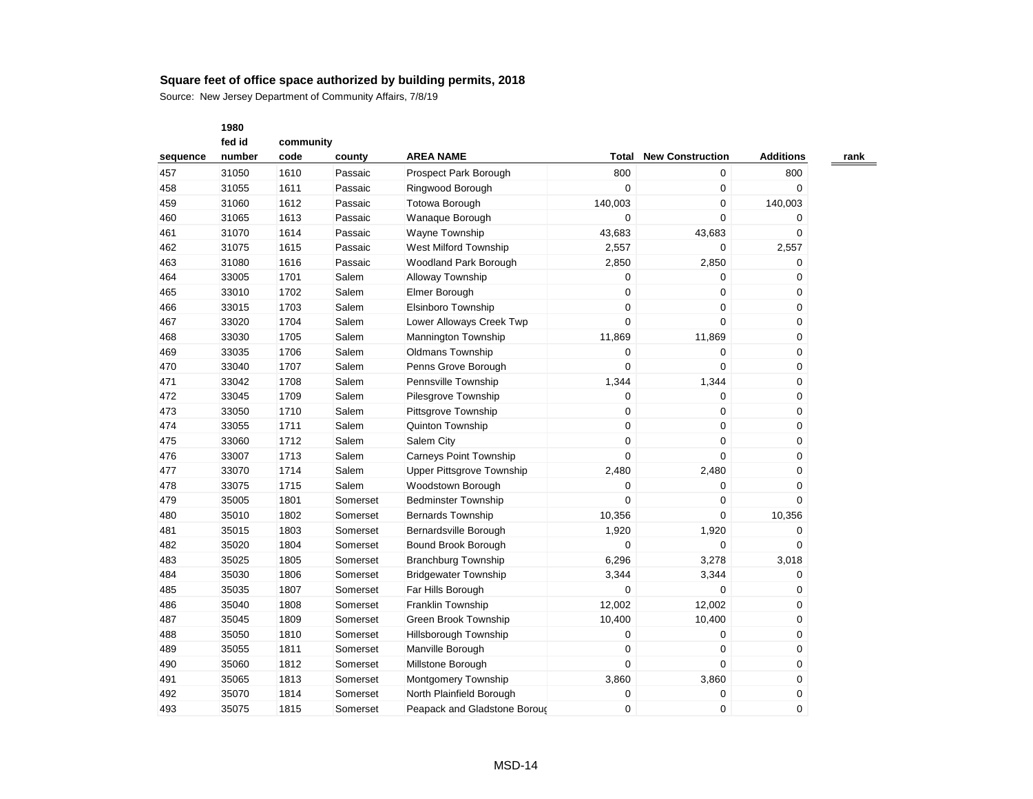**Square feet of office space authorized by building permits, 2018**

Source: New Jersey Department of Community Affairs, 7/8/19

| sequence | 1980 fed id number | community code | county | AREA NAME | Total | New Construction | Additions | rank |
|---|---|---|---|---|---|---|---|---|
| 457 | 31050 | 1610 | Passaic | Prospect Park Borough | 800 | 0 | 800 | |
| 458 | 31055 | 1611 | Passaic | Ringwood Borough | 0 | 0 | 0 | |
| 459 | 31060 | 1612 | Passaic | Totowa Borough | 140,003 | 0 | 140,003 | |
| 460 | 31065 | 1613 | Passaic | Wanaque Borough | 0 | 0 | 0 | |
| 461 | 31070 | 1614 | Passaic | Wayne Township | 43,683 | 43,683 | 0 | |
| 462 | 31075 | 1615 | Passaic | West Milford Township | 2,557 | 0 | 2,557 | |
| 463 | 31080 | 1616 | Passaic | Woodland Park Borough | 2,850 | 2,850 | 0 | |
| 464 | 33005 | 1701 | Salem | Alloway Township | 0 | 0 | 0 | |
| 465 | 33010 | 1702 | Salem | Elmer Borough | 0 | 0 | 0 | |
| 466 | 33015 | 1703 | Salem | Elsinboro Township | 0 | 0 | 0 | |
| 467 | 33020 | 1704 | Salem | Lower Alloways Creek Twp | 0 | 0 | 0 | |
| 468 | 33030 | 1705 | Salem | Mannington Township | 11,869 | 11,869 | 0 | |
| 469 | 33035 | 1706 | Salem | Oldmans Township | 0 | 0 | 0 | |
| 470 | 33040 | 1707 | Salem | Penns Grove Borough | 0 | 0 | 0 | |
| 471 | 33042 | 1708 | Salem | Pennsville Township | 1,344 | 1,344 | 0 | |
| 472 | 33045 | 1709 | Salem | Pilesgrove Township | 0 | 0 | 0 | |
| 473 | 33050 | 1710 | Salem | Pittsgrove Township | 0 | 0 | 0 | |
| 474 | 33055 | 1711 | Salem | Quinton Township | 0 | 0 | 0 | |
| 475 | 33060 | 1712 | Salem | Salem City | 0 | 0 | 0 | |
| 476 | 33007 | 1713 | Salem | Carneys Point Township | 0 | 0 | 0 | |
| 477 | 33070 | 1714 | Salem | Upper Pittsgrove Township | 2,480 | 2,480 | 0 | |
| 478 | 33075 | 1715 | Salem | Woodstown Borough | 0 | 0 | 0 | |
| 479 | 35005 | 1801 | Somerset | Bedminster Township | 0 | 0 | 0 | |
| 480 | 35010 | 1802 | Somerset | Bernards Township | 10,356 | 0 | 10,356 | |
| 481 | 35015 | 1803 | Somerset | Bernardsville Borough | 1,920 | 1,920 | 0 | |
| 482 | 35020 | 1804 | Somerset | Bound Brook Borough | 0 | 0 | 0 | |
| 483 | 35025 | 1805 | Somerset | Branchburg Township | 6,296 | 3,278 | 3,018 | |
| 484 | 35030 | 1806 | Somerset | Bridgewater Township | 3,344 | 3,344 | 0 | |
| 485 | 35035 | 1807 | Somerset | Far Hills Borough | 0 | 0 | 0 | |
| 486 | 35040 | 1808 | Somerset | Franklin Township | 12,002 | 12,002 | 0 | |
| 487 | 35045 | 1809 | Somerset | Green Brook Township | 10,400 | 10,400 | 0 | |
| 488 | 35050 | 1810 | Somerset | Hillsborough Township | 0 | 0 | 0 | |
| 489 | 35055 | 1811 | Somerset | Manville Borough | 0 | 0 | 0 | |
| 490 | 35060 | 1812 | Somerset | Millstone Borough | 0 | 0 | 0 | |
| 491 | 35065 | 1813 | Somerset | Montgomery Township | 3,860 | 3,860 | 0 | |
| 492 | 35070 | 1814 | Somerset | North Plainfield Borough | 0 | 0 | 0 | |
| 493 | 35075 | 1815 | Somerset | Peapack and Gladstone Boroug | 0 | 0 | 0 | |

MSD-14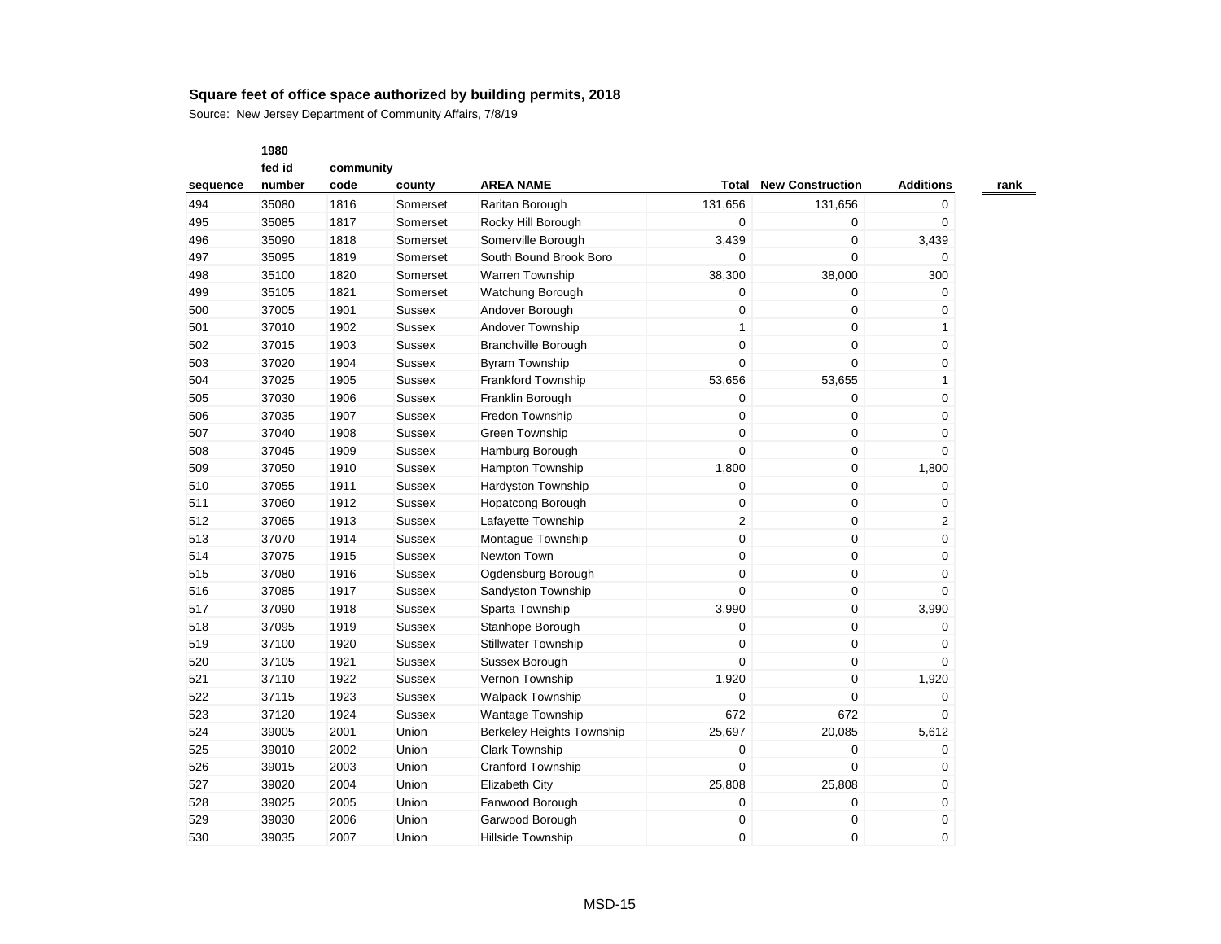**Square feet of office space authorized by building permits, 2018**

Source: New Jersey Department of Community Affairs, 7/8/19

| sequence | 1980 fed id number | community code | county | AREA NAME | Total | New Construction | Additions | rank |
|---|---|---|---|---|---|---|---|---|
| 494 | 35080 | 1816 | Somerset | Raritan Borough | 131,656 | 131,656 | 0 | |
| 495 | 35085 | 1817 | Somerset | Rocky Hill Borough | 0 | 0 | 0 | |
| 496 | 35090 | 1818 | Somerset | Somerville Borough | 3,439 | 0 | 3,439 | |
| 497 | 35095 | 1819 | Somerset | South Bound Brook Boro | 0 | 0 | 0 | |
| 498 | 35100 | 1820 | Somerset | Warren Township | 38,300 | 38,000 | 300 | |
| 499 | 35105 | 1821 | Somerset | Watchung Borough | 0 | 0 | 0 | |
| 500 | 37005 | 1901 | Sussex | Andover Borough | 0 | 0 | 0 | |
| 501 | 37010 | 1902 | Sussex | Andover Township | 1 | 0 | 1 | |
| 502 | 37015 | 1903 | Sussex | Branchville Borough | 0 | 0 | 0 | |
| 503 | 37020 | 1904 | Sussex | Byram Township | 0 | 0 | 0 | |
| 504 | 37025 | 1905 | Sussex | Frankford Township | 53,656 | 53,655 | 1 | |
| 505 | 37030 | 1906 | Sussex | Franklin Borough | 0 | 0 | 0 | |
| 506 | 37035 | 1907 | Sussex | Fredon Township | 0 | 0 | 0 | |
| 507 | 37040 | 1908 | Sussex | Green Township | 0 | 0 | 0 | |
| 508 | 37045 | 1909 | Sussex | Hamburg Borough | 0 | 0 | 0 | |
| 509 | 37050 | 1910 | Sussex | Hampton Township | 1,800 | 0 | 1,800 | |
| 510 | 37055 | 1911 | Sussex | Hardyston Township | 0 | 0 | 0 | |
| 511 | 37060 | 1912 | Sussex | Hopatcong Borough | 0 | 0 | 0 | |
| 512 | 37065 | 1913 | Sussex | Lafayette Township | 2 | 0 | 2 | |
| 513 | 37070 | 1914 | Sussex | Montague Township | 0 | 0 | 0 | |
| 514 | 37075 | 1915 | Sussex | Newton Town | 0 | 0 | 0 | |
| 515 | 37080 | 1916 | Sussex | Ogdensburg Borough | 0 | 0 | 0 | |
| 516 | 37085 | 1917 | Sussex | Sandyston Township | 0 | 0 | 0 | |
| 517 | 37090 | 1918 | Sussex | Sparta Township | 3,990 | 0 | 3,990 | |
| 518 | 37095 | 1919 | Sussex | Stanhope Borough | 0 | 0 | 0 | |
| 519 | 37100 | 1920 | Sussex | Stillwater Township | 0 | 0 | 0 | |
| 520 | 37105 | 1921 | Sussex | Sussex Borough | 0 | 0 | 0 | |
| 521 | 37110 | 1922 | Sussex | Vernon Township | 1,920 | 0 | 1,920 | |
| 522 | 37115 | 1923 | Sussex | Walpack Township | 0 | 0 | 0 | |
| 523 | 37120 | 1924 | Sussex | Wantage Township | 672 | 672 | 0 | |
| 524 | 39005 | 2001 | Union | Berkeley Heights Township | 25,697 | 20,085 | 5,612 | |
| 525 | 39010 | 2002 | Union | Clark Township | 0 | 0 | 0 | |
| 526 | 39015 | 2003 | Union | Cranford Township | 0 | 0 | 0 | |
| 527 | 39020 | 2004 | Union | Elizabeth City | 25,808 | 25,808 | 0 | |
| 528 | 39025 | 2005 | Union | Fanwood Borough | 0 | 0 | 0 | |
| 529 | 39030 | 2006 | Union | Garwood Borough | 0 | 0 | 0 | |
| 530 | 39035 | 2007 | Union | Hillside Township | 0 | 0 | 0 | |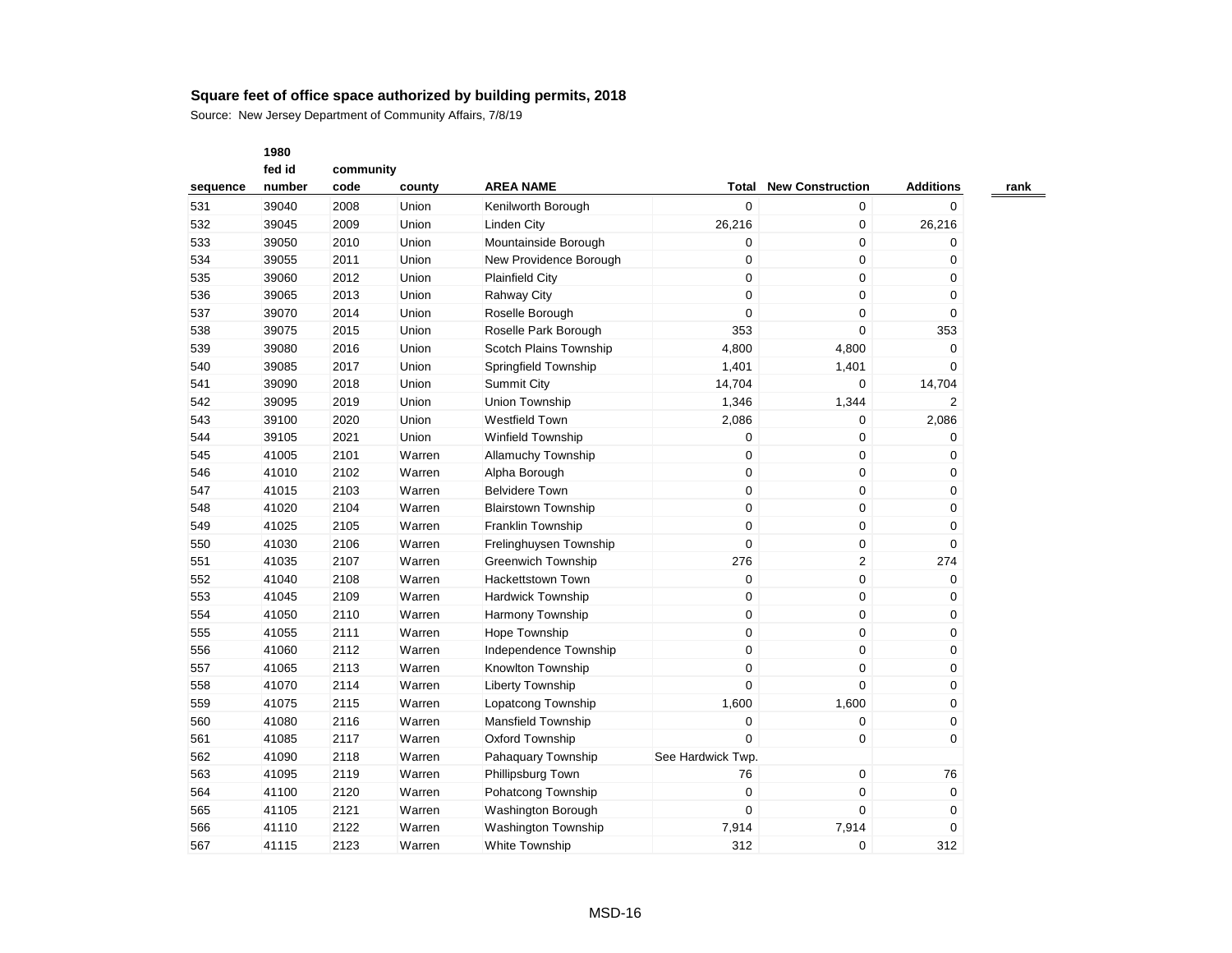## Square feet of office space authorized by building permits, 2018

Source: New Jersey Department of Community Affairs, 7/8/19

| sequence | 1980 fed id number | community code | county | AREA NAME | Total | New Construction | Additions | rank |
|---|---|---|---|---|---|---|---|---|
| 531 | 39040 | 2008 | Union | Kenilworth Borough | 0 | 0 | 0 | |
| 532 | 39045 | 2009 | Union | Linden City | 26,216 | 0 | 26,216 | |
| 533 | 39050 | 2010 | Union | Mountainside Borough | 0 | 0 | 0 | |
| 534 | 39055 | 2011 | Union | New Providence Borough | 0 | 0 | 0 | |
| 535 | 39060 | 2012 | Union | Plainfield City | 0 | 0 | 0 | |
| 536 | 39065 | 2013 | Union | Rahway City | 0 | 0 | 0 | |
| 537 | 39070 | 2014 | Union | Roselle Borough | 0 | 0 | 0 | |
| 538 | 39075 | 2015 | Union | Roselle Park Borough | 353 | 0 | 353 | |
| 539 | 39080 | 2016 | Union | Scotch Plains Township | 4,800 | 4,800 | 0 | |
| 540 | 39085 | 2017 | Union | Springfield Township | 1,401 | 1,401 | 0 | |
| 541 | 39090 | 2018 | Union | Summit City | 14,704 | 0 | 14,704 | |
| 542 | 39095 | 2019 | Union | Union Township | 1,346 | 1,344 | 2 | |
| 543 | 39100 | 2020 | Union | Westfield Town | 2,086 | 0 | 2,086 | |
| 544 | 39105 | 2021 | Union | Winfield Township | 0 | 0 | 0 | |
| 545 | 41005 | 2101 | Warren | Allamuchy Township | 0 | 0 | 0 | |
| 546 | 41010 | 2102 | Warren | Alpha Borough | 0 | 0 | 0 | |
| 547 | 41015 | 2103 | Warren | Belvidere Town | 0 | 0 | 0 | |
| 548 | 41020 | 2104 | Warren | Blairstown Township | 0 | 0 | 0 | |
| 549 | 41025 | 2105 | Warren | Franklin Township | 0 | 0 | 0 | |
| 550 | 41030 | 2106 | Warren | Frelinghuysen Township | 0 | 0 | 0 | |
| 551 | 41035 | 2107 | Warren | Greenwich Township | 276 | 2 | 274 | |
| 552 | 41040 | 2108 | Warren | Hackettstown Town | 0 | 0 | 0 | |
| 553 | 41045 | 2109 | Warren | Hardwick Township | 0 | 0 | 0 | |
| 554 | 41050 | 2110 | Warren | Harmony Township | 0 | 0 | 0 | |
| 555 | 41055 | 2111 | Warren | Hope Township | 0 | 0 | 0 | |
| 556 | 41060 | 2112 | Warren | Independence Township | 0 | 0 | 0 | |
| 557 | 41065 | 2113 | Warren | Knowlton Township | 0 | 0 | 0 | |
| 558 | 41070 | 2114 | Warren | Liberty Township | 0 | 0 | 0 | |
| 559 | 41075 | 2115 | Warren | Lopatcong Township | 1,600 | 1,600 | 0 | |
| 560 | 41080 | 2116 | Warren | Mansfield Township | 0 | 0 | 0 | |
| 561 | 41085 | 2117 | Warren | Oxford Township | 0 | 0 | 0 | |
| 562 | 41090 | 2118 | Warren | Pahaquary Township | See Hardwick Twp. | | | |
| 563 | 41095 | 2119 | Warren | Phillipsburg Town | 76 | 0 | 76 | |
| 564 | 41100 | 2120 | Warren | Pohatcong Township | 0 | 0 | 0 | |
| 565 | 41105 | 2121 | Warren | Washington Borough | 0 | 0 | 0 | |
| 566 | 41110 | 2122 | Warren | Washington Township | 7,914 | 7,914 | 0 | |
| 567 | 41115 | 2123 | Warren | White Township | 312 | 0 | 312 | |

MSD-16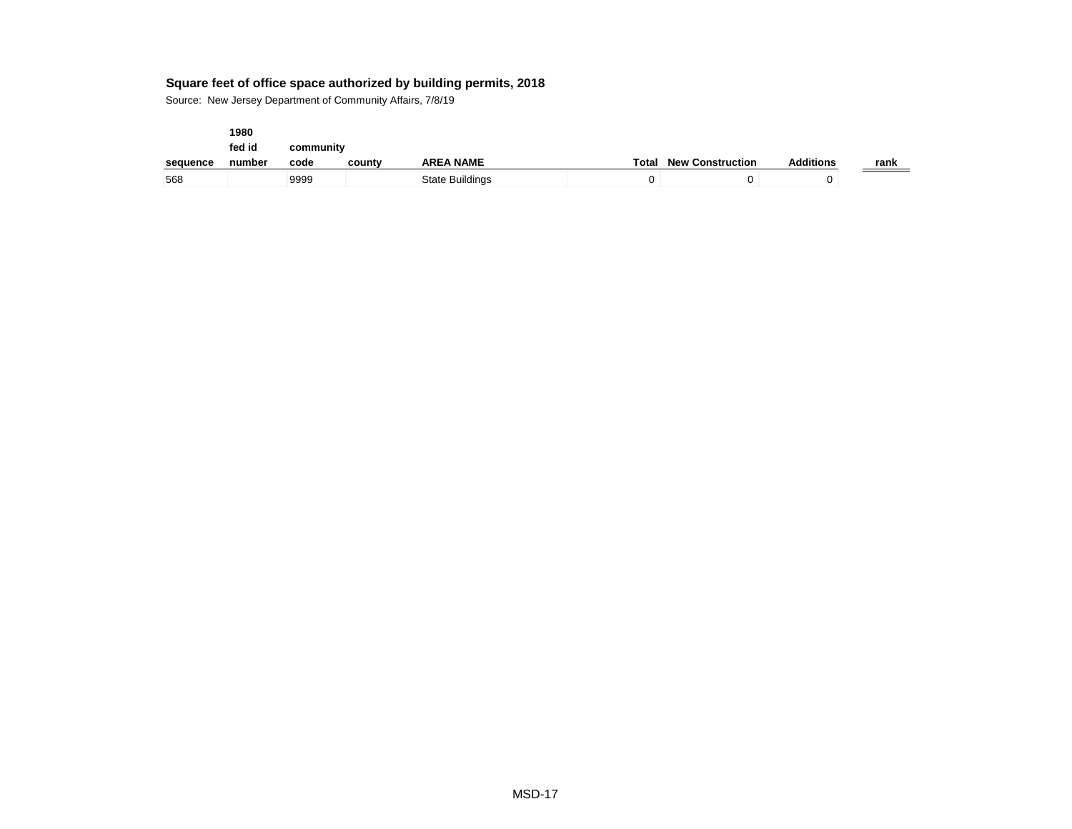**Square feet of office space authorized by building permits, 2018**

Source: New Jersey Department of Community Affairs, 7/8/19

| sequence | 1980 fed id number | community code | county | AREA NAME | Total | New Construction | Additions | rank |
|---|---|---|---|---|---|---|---|---|
| 568 | | 9999 | | State Buildings | 0 | 0 | 0 | |

MSD-17